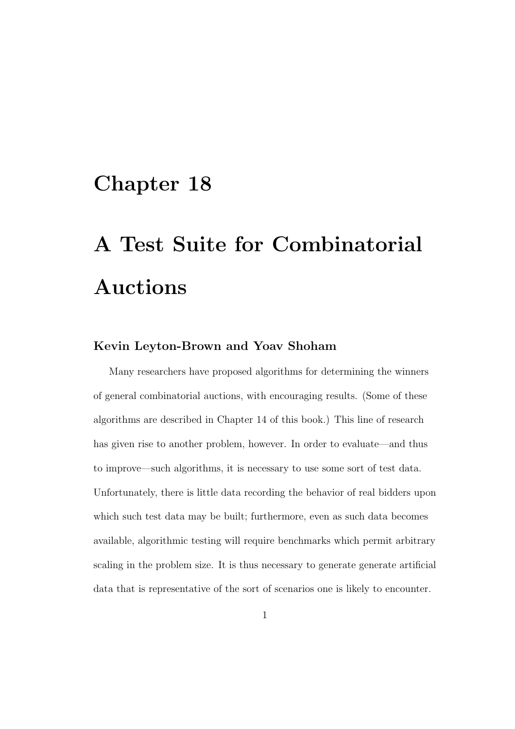# Chapter 18

# A Test Suite for Combinatorial Auctions

### Kevin Leyton-Brown and Yoav Shoham

Many researchers have proposed algorithms for determining the winners of general combinatorial auctions, with encouraging results. (Some of these algorithms are described in Chapter 14 of this book.) This line of research has given rise to another problem, however. In order to evaluate—and thus to improve—such algorithms, it is necessary to use some sort of test data. Unfortunately, there is little data recording the behavior of real bidders upon which such test data may be built; furthermore, even as such data becomes available, algorithmic testing will require benchmarks which permit arbitrary scaling in the problem size. It is thus necessary to generate generate artificial data that is representative of the sort of scenarios one is likely to encounter.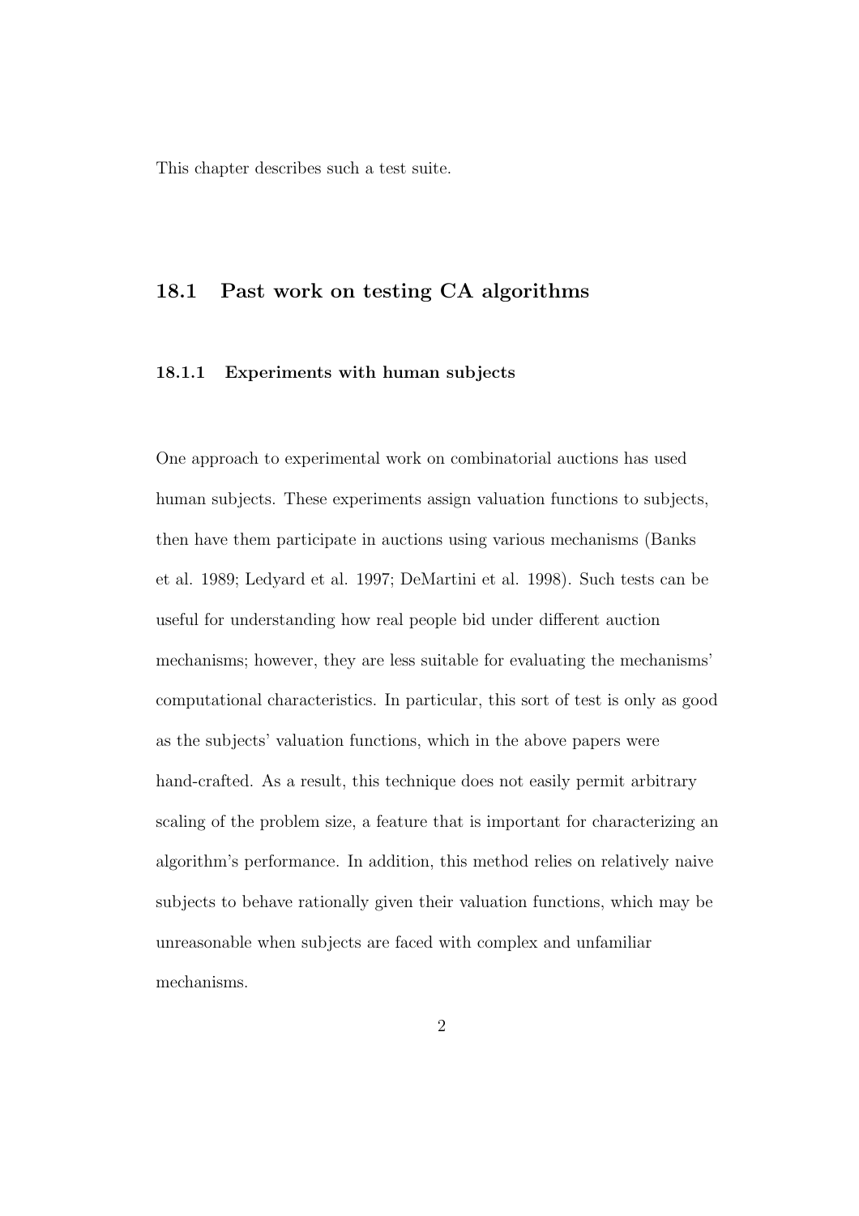This chapter describes such a test suite.

## 18.1 Past work on testing CA algorithms

### 18.1.1 Experiments with human subjects

One approach to experimental work on combinatorial auctions has used human subjects. These experiments assign valuation functions to subjects, then have them participate in auctions using various mechanisms (Banks et al. 1989; Ledyard et al. 1997; DeMartini et al. 1998). Such tests can be useful for understanding how real people bid under different auction mechanisms; however, they are less suitable for evaluating the mechanisms' computational characteristics. In particular, this sort of test is only as good as the subjects' valuation functions, which in the above papers were hand-crafted. As a result, this technique does not easily permit arbitrary scaling of the problem size, a feature that is important for characterizing an algorithm's performance. In addition, this method relies on relatively naive subjects to behave rationally given their valuation functions, which may be unreasonable when subjects are faced with complex and unfamiliar mechanisms.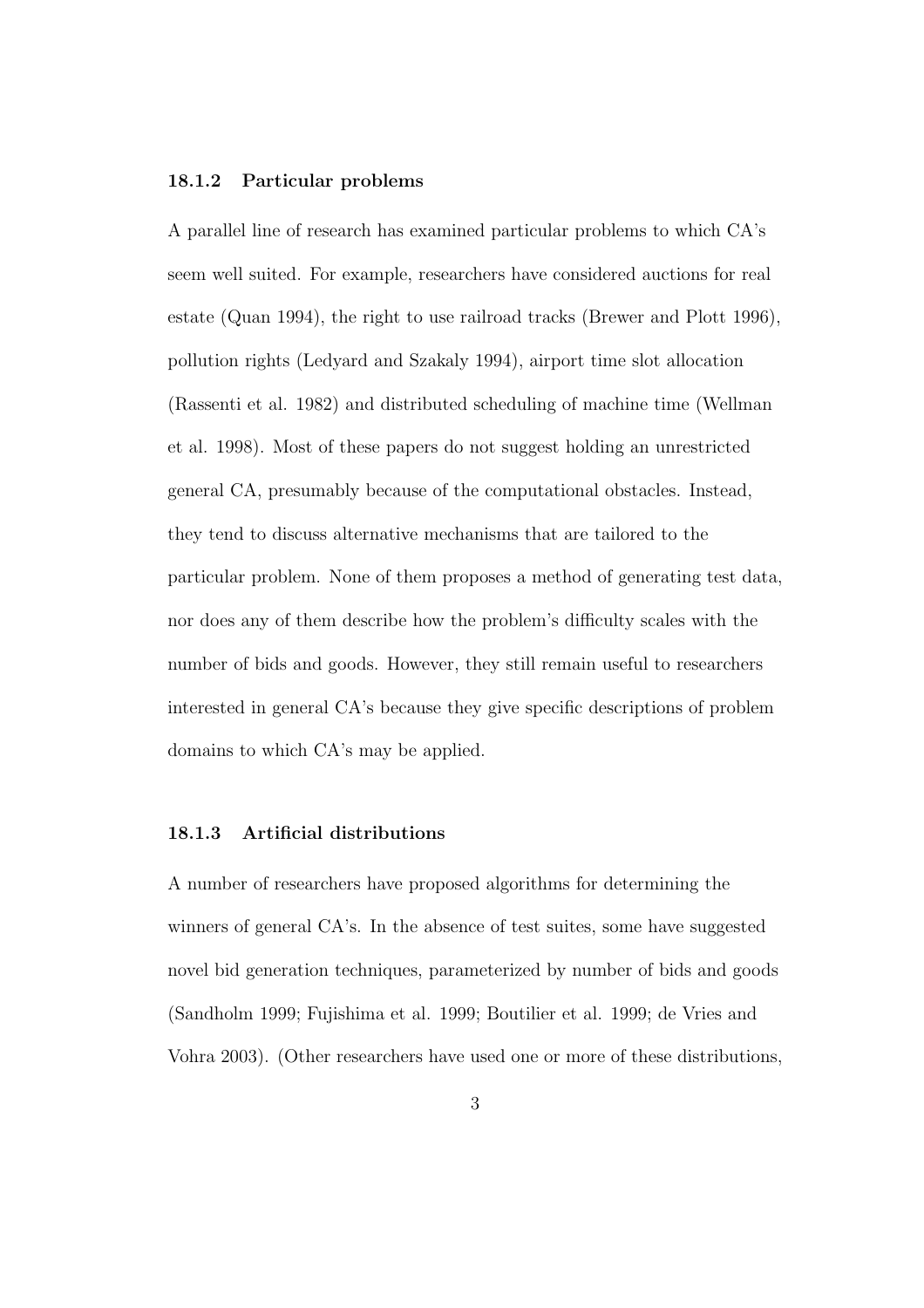### 18.1.2 Particular problems

A parallel line of research has examined particular problems to which CA's seem well suited. For example, researchers have considered auctions for real estate (Quan 1994), the right to use railroad tracks (Brewer and Plott 1996), pollution rights (Ledyard and Szakaly 1994), airport time slot allocation (Rassenti et al. 1982) and distributed scheduling of machine time (Wellman et al. 1998). Most of these papers do not suggest holding an unrestricted general CA, presumably because of the computational obstacles. Instead, they tend to discuss alternative mechanisms that are tailored to the particular problem. None of them proposes a method of generating test data, nor does any of them describe how the problem's difficulty scales with the number of bids and goods. However, they still remain useful to researchers interested in general CA's because they give specific descriptions of problem domains to which CA's may be applied.

### 18.1.3 Artificial distributions

A number of researchers have proposed algorithms for determining the winners of general CA's. In the absence of test suites, some have suggested novel bid generation techniques, parameterized by number of bids and goods (Sandholm 1999; Fujishima et al. 1999; Boutilier et al. 1999; de Vries and Vohra 2003). (Other researchers have used one or more of these distributions,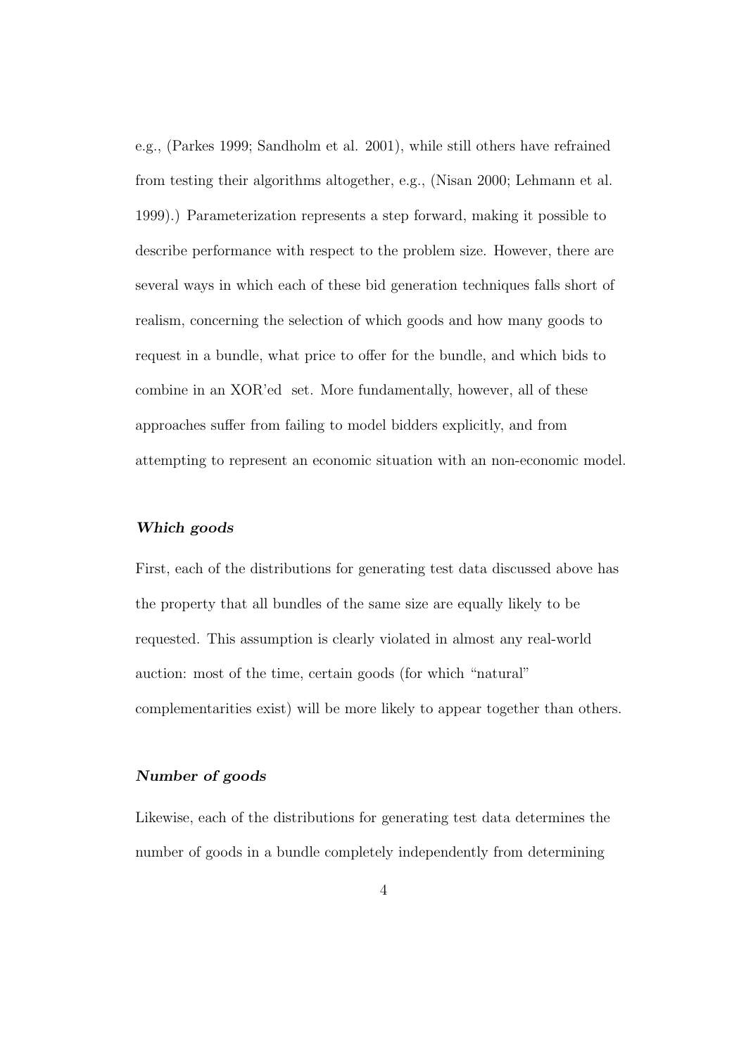e.g., (Parkes 1999; Sandholm et al. 2001), while still others have refrained from testing their algorithms altogether, e.g., (Nisan 2000; Lehmann et al. 1999).) Parameterization represents a step forward, making it possible to describe performance with respect to the problem size. However, there are several ways in which each of these bid generation techniques falls short of realism, concerning the selection of which goods and how many goods to request in a bundle, what price to offer for the bundle, and which bids to combine in an XOR'ed set. More fundamentally, however, all of these approaches suffer from failing to model bidders explicitly, and from attempting to represent an economic situation with an non-economic model.

***Which goods***

First, each of the distributions for generating test data discussed above has the property that all bundles of the same size are equally likely to be requested. This assumption is clearly violated in almost any real-world auction: most of the time, certain goods (for which "natural" complementarities exist) will be more likely to appear together than others.

***Number of goods***

Likewise, each of the distributions for generating test data determines the number of goods in a bundle completely independently from determining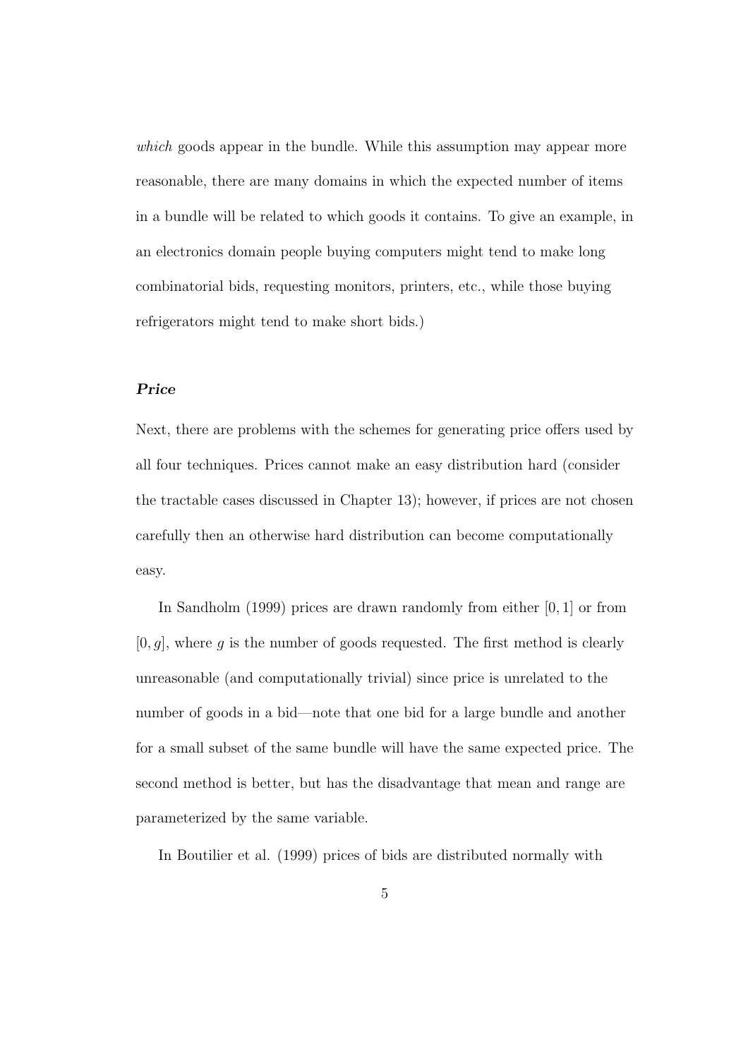*which* goods appear in the bundle. While this assumption may appear more reasonable, there are many domains in which the expected number of items in a bundle will be related to which goods it contains. To give an example, in an electronics domain people buying computers might tend to make long combinatorial bids, requesting monitors, printers, etc., while those buying refrigerators might tend to make short bids.)

#### *Price*

Next, there are problems with the schemes for generating price offers used by all four techniques. Prices cannot make an easy distribution hard (consider the tractable cases discussed in Chapter 13); however, if prices are not chosen carefully then an otherwise hard distribution can become computationally easy.

In Sandholm (1999) prices are drawn randomly from either $[0, 1]$ or from $[0, g]$, where $g$ is the number of goods requested. The first method is clearly unreasonable (and computationally trivial) since price is unrelated to the number of goods in a bid—note that one bid for a large bundle and another for a small subset of the same bundle will have the same expected price. The second method is better, but has the disadvantage that mean and range are parameterized by the same variable.

In Boutilier et al. (1999) prices of bids are distributed normally with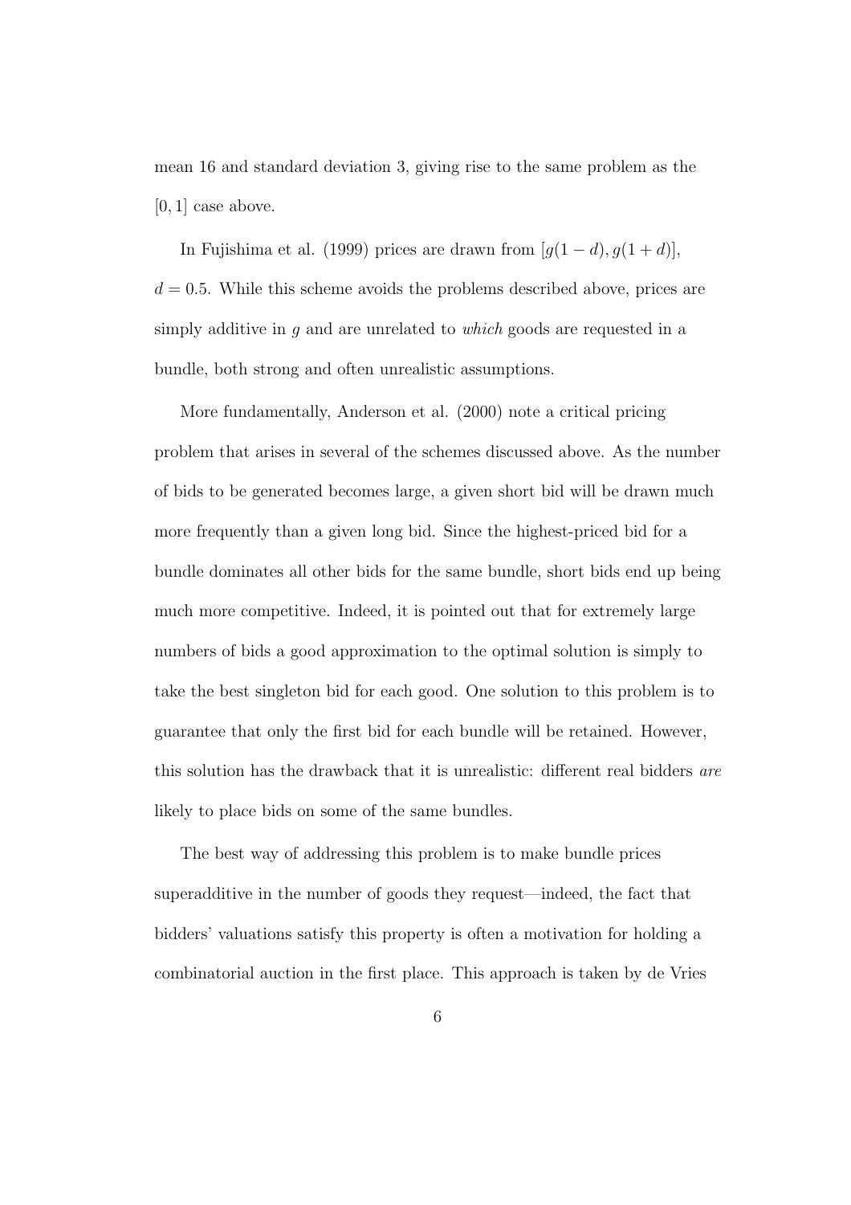mean 16 and standard deviation 3, giving rise to the same problem as the $[0, 1]$ case above.

In Fujishima et al. (1999) prices are drawn from $[g(1-d), g(1+d)]$, $d = 0.5$. While this scheme avoids the problems described above, prices are simply additive in $g$ and are unrelated to *which* goods are requested in a bundle, both strong and often unrealistic assumptions.

More fundamentally, Anderson et al. (2000) note a critical pricing problem that arises in several of the schemes discussed above. As the number of bids to be generated becomes large, a given short bid will be drawn much more frequently than a given long bid. Since the highest-priced bid for a bundle dominates all other bids for the same bundle, short bids end up being much more competitive. Indeed, it is pointed out that for extremely large numbers of bids a good approximation to the optimal solution is simply to take the best singleton bid for each good. One solution to this problem is to guarantee that only the first bid for each bundle will be retained. However, this solution has the drawback that it is unrealistic: different real bidders *are* likely to place bids on some of the same bundles.

The best way of addressing this problem is to make bundle prices superadditive in the number of goods they request—indeed, the fact that bidders' valuations satisfy this property is often a motivation for holding a combinatorial auction in the first place. This approach is taken by de Vries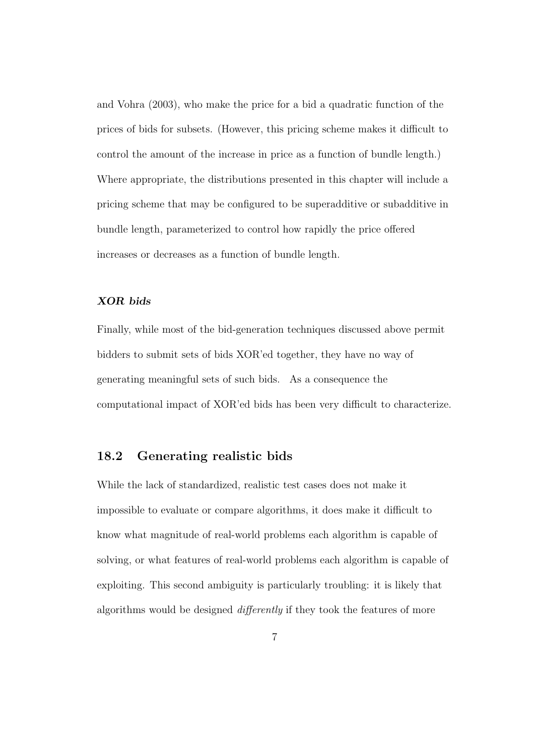and Vohra (2003), who make the price for a bid a quadratic function of the prices of bids for subsets. (However, this pricing scheme makes it difficult to control the amount of the increase in price as a function of bundle length.) Where appropriate, the distributions presented in this chapter will include a pricing scheme that may be configured to be superadditive or subadditive in bundle length, parameterized to control how rapidly the price offered increases or decreases as a function of bundle length.

#### ***XOR bids***

Finally, while most of the bid-generation techniques discussed above permit bidders to submit sets of bids XOR'ed together, they have no way of generating meaningful sets of such bids. As a consequence the computational impact of XOR'ed bids has been very difficult to characterize.

## 18.2 Generating realistic bids

While the lack of standardized, realistic test cases does not make it impossible to evaluate or compare algorithms, it does make it difficult to know what magnitude of real-world problems each algorithm is capable of solving, or what features of real-world problems each algorithm is capable of exploiting. This second ambiguity is particularly troubling: it is likely that algorithms would be designed *differently* if they took the features of more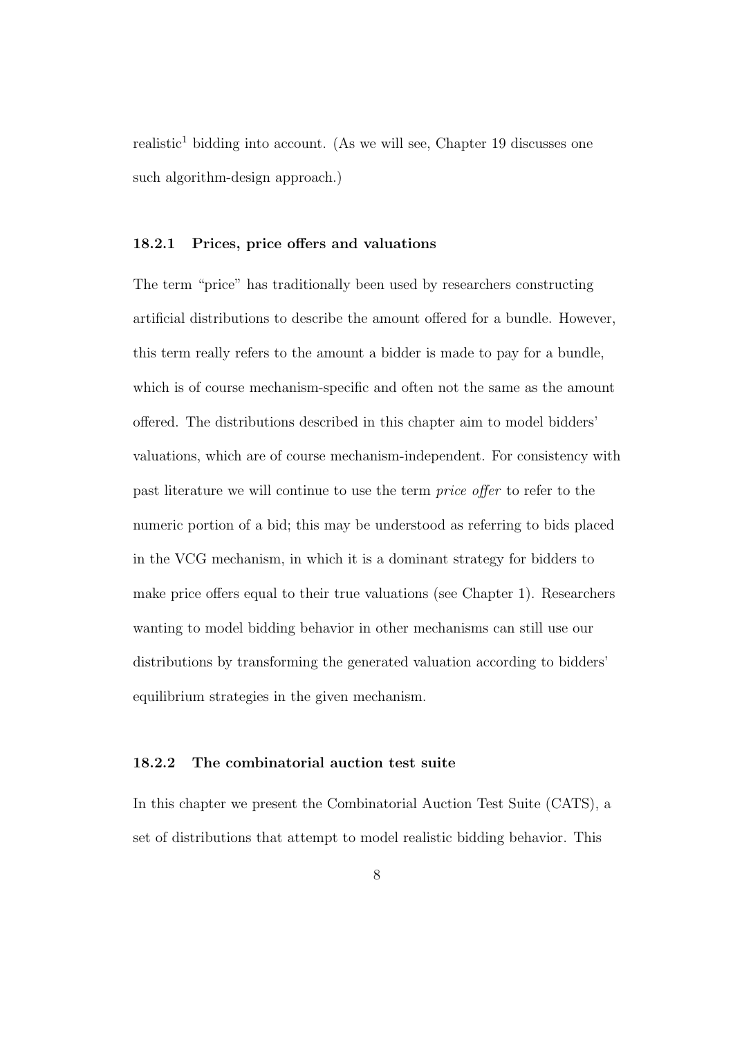realistic[1] bidding into account. (As we will see, Chapter 19 discusses one such algorithm-design approach.)

### 18.2.1 Prices, price offers and valuations

The term "price" has traditionally been used by researchers constructing artificial distributions to describe the amount offered for a bundle. However, this term really refers to the amount a bidder is made to pay for a bundle, which is of course mechanism-specific and often not the same as the amount offered. The distributions described in this chapter aim to model bidders' valuations, which are of course mechanism-independent. For consistency with past literature we will continue to use the term *price offer* to refer to the numeric portion of a bid; this may be understood as referring to bids placed in the VCG mechanism, in which it is a dominant strategy for bidders to make price offers equal to their true valuations (see Chapter 1). Researchers wanting to model bidding behavior in other mechanisms can still use our distributions by transforming the generated valuation according to bidders' equilibrium strategies in the given mechanism.

### 18.2.2 The combinatorial auction test suite

In this chapter we present the Combinatorial Auction Test Suite (CATS), a set of distributions that attempt to model realistic bidding behavior. This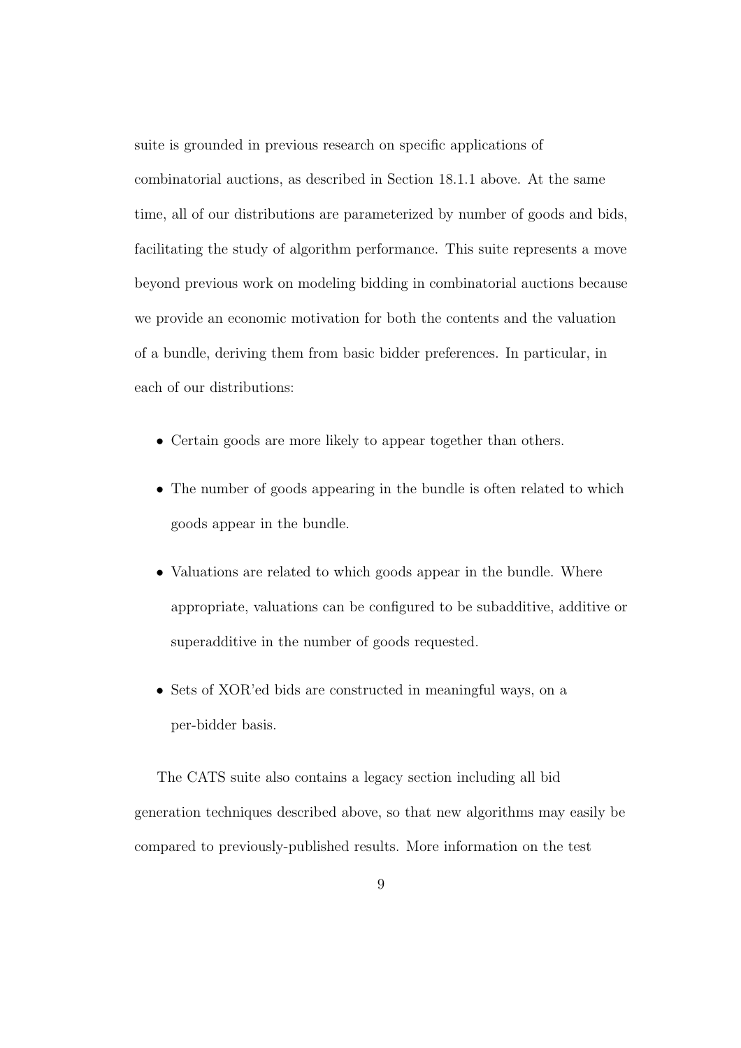suite is grounded in previous research on specific applications of combinatorial auctions, as described in Section 18.1.1 above. At the same time, all of our distributions are parameterized by number of goods and bids, facilitating the study of algorithm performance. This suite represents a move beyond previous work on modeling bidding in combinatorial auctions because we provide an economic motivation for both the contents and the valuation of a bundle, deriving them from basic bidder preferences. In particular, in each of our distributions:

- Certain goods are more likely to appear together than others.
- The number of goods appearing in the bundle is often related to which goods appear in the bundle.
- Valuations are related to which goods appear in the bundle. Where appropriate, valuations can be configured to be subadditive, additive or superadditive in the number of goods requested.
- Sets of XOR'ed bids are constructed in meaningful ways, on a per-bidder basis.

The CATS suite also contains a legacy section including all bid generation techniques described above, so that new algorithms may easily be compared to previously-published results. More information on the test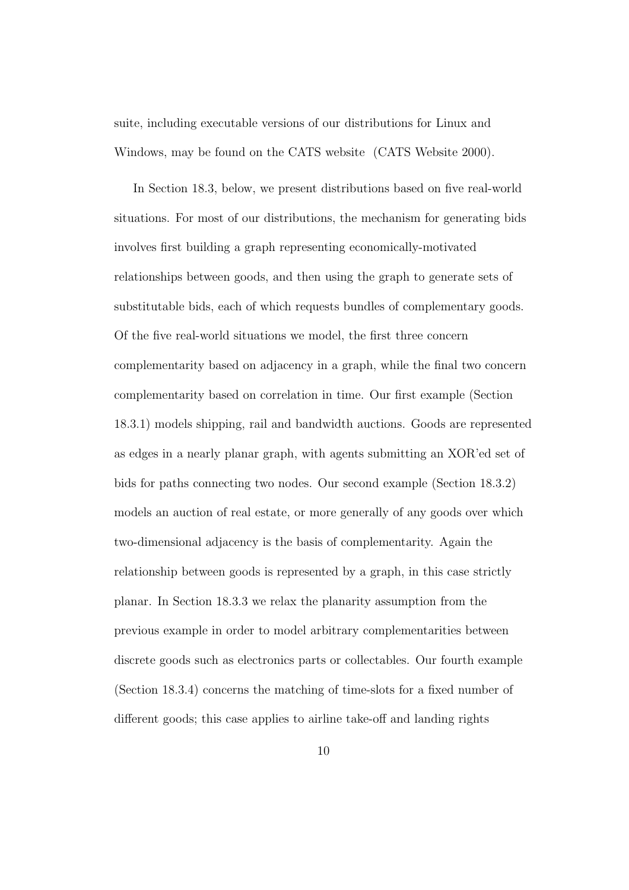suite, including executable versions of our distributions for Linux and Windows, may be found on the CATS website (CATS Website 2000).

In Section 18.3, below, we present distributions based on five real-world situations. For most of our distributions, the mechanism for generating bids involves first building a graph representing economically-motivated relationships between goods, and then using the graph to generate sets of substitutable bids, each of which requests bundles of complementary goods. Of the five real-world situations we model, the first three concern complementarity based on adjacency in a graph, while the final two concern complementarity based on correlation in time. Our first example (Section 18.3.1) models shipping, rail and bandwidth auctions. Goods are represented as edges in a nearly planar graph, with agents submitting an XOR'ed set of bids for paths connecting two nodes. Our second example (Section 18.3.2) models an auction of real estate, or more generally of any goods over which two-dimensional adjacency is the basis of complementarity. Again the relationship between goods is represented by a graph, in this case strictly planar. In Section 18.3.3 we relax the planarity assumption from the previous example in order to model arbitrary complementarities between discrete goods such as electronics parts or collectables. Our fourth example (Section 18.3.4) concerns the matching of time-slots for a fixed number of different goods; this case applies to airline take-off and landing rights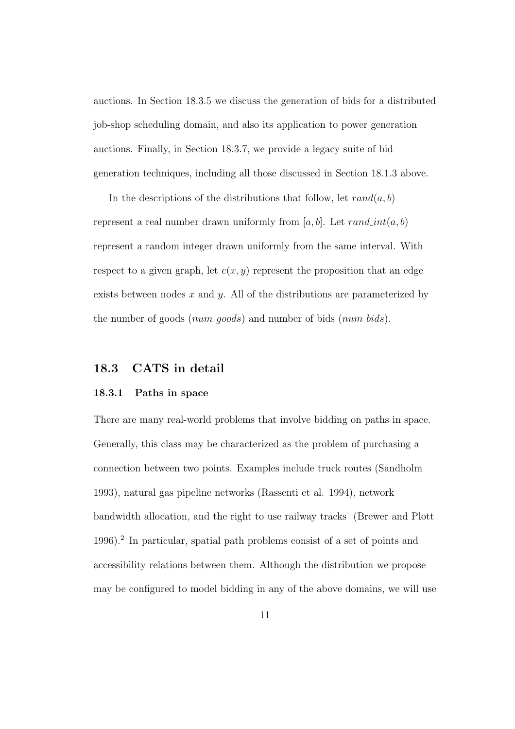auctions. In Section 18.3.5 we discuss the generation of bids for a distributed job-shop scheduling domain, and also its application to power generation auctions. Finally, in Section 18.3.7, we provide a legacy suite of bid generation techniques, including all those discussed in Section 18.1.3 above.

In the descriptions of the distributions that follow, let $rand(a, b)$ represent a real number drawn uniformly from $[a, b]$. Let $rand\_int(a, b)$ represent a random integer drawn uniformly from the same interval. With respect to a given graph, let $e(x, y)$ represent the proposition that an edge exists between nodes $x$ and $y$. All of the distributions are parameterized by the number of goods ($num\_goods$) and number of bids ($num\_bids$).

## 18.3 CATS in detail

### 18.3.1 Paths in space

There are many real-world problems that involve bidding on paths in space. Generally, this class may be characterized as the problem of purchasing a connection between two points. Examples include truck routes (Sandholm 1993), natural gas pipeline networks (Rassenti et al. 1994), network bandwidth allocation, and the right to use railway tracks (Brewer and Plott 1996).[2] In particular, spatial path problems consist of a set of points and accessibility relations between them. Although the distribution we propose may be configured to model bidding in any of the above domains, we will use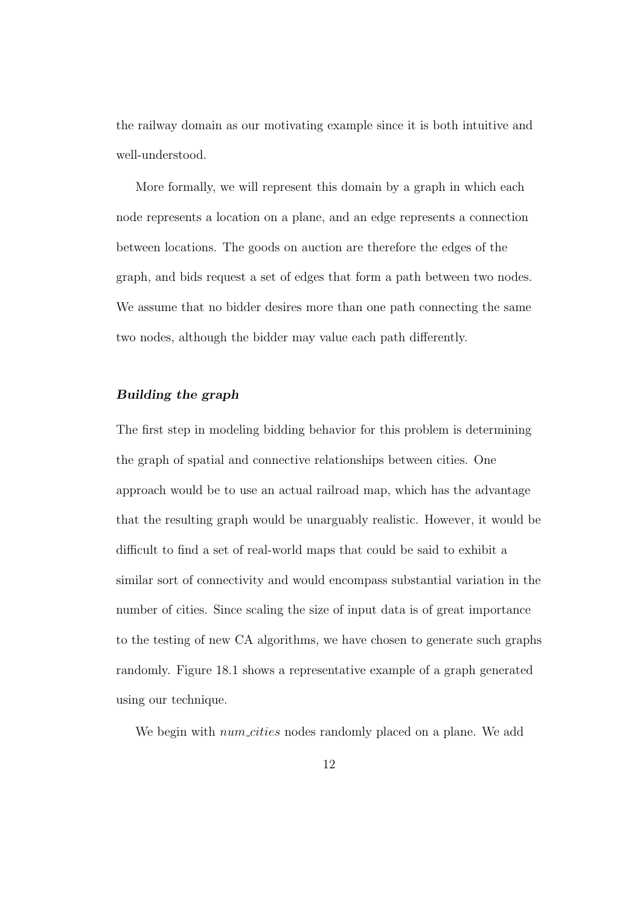the railway domain as our motivating example since it is both intuitive and well-understood.

More formally, we will represent this domain by a graph in which each node represents a location on a plane, and an edge represents a connection between locations. The goods on auction are therefore the edges of the graph, and bids request a set of edges that form a path between two nodes. We assume that no bidder desires more than one path connecting the same two nodes, although the bidder may value each path differently.

#### ***Building the graph***

The first step in modeling bidding behavior for this problem is determining the graph of spatial and connective relationships between cities. One approach would be to use an actual railroad map, which has the advantage that the resulting graph would be unarguably realistic. However, it would be difficult to find a set of real-world maps that could be said to exhibit a similar sort of connectivity and would encompass substantial variation in the number of cities. Since scaling the size of input data is of great importance to the testing of new CA algorithms, we have chosen to generate such graphs randomly. Figure 18.1 shows a representative example of a graph generated using our technique.

We begin with *num_cities* nodes randomly placed on a plane. We add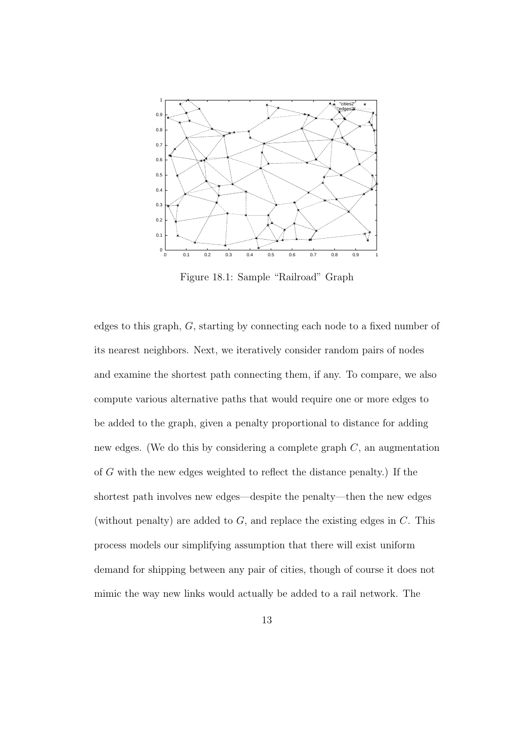1
0.9
0.8
0.7
0.6
0.5
0.4
0.3
0.2
0.1
0
0 0.1 0.2 0.3 0.4 0.5 0.6 0.7 0.8 0.9 1

"cities2"
"edges2"

Figure 18.1: Sample "Railroad" Graph

edges to this graph, $G$, starting by connecting each node to a fixed number of its nearest neighbors. Next, we iteratively consider random pairs of nodes and examine the shortest path connecting them, if any. To compare, we also compute various alternative paths that would require one or more edges to be added to the graph, given a penalty proportional to distance for adding new edges. (We do this by considering a complete graph $C$, an augmentation of $G$ with the new edges weighted to reflect the distance penalty.) If the shortest path involves new edges—despite the penalty—then the new edges (without penalty) are added to $G$, and replace the existing edges in $C$. This process models our simplifying assumption that there will exist uniform demand for shipping between any pair of cities, though of course it does not mimic the way new links would actually be added to a rail network. The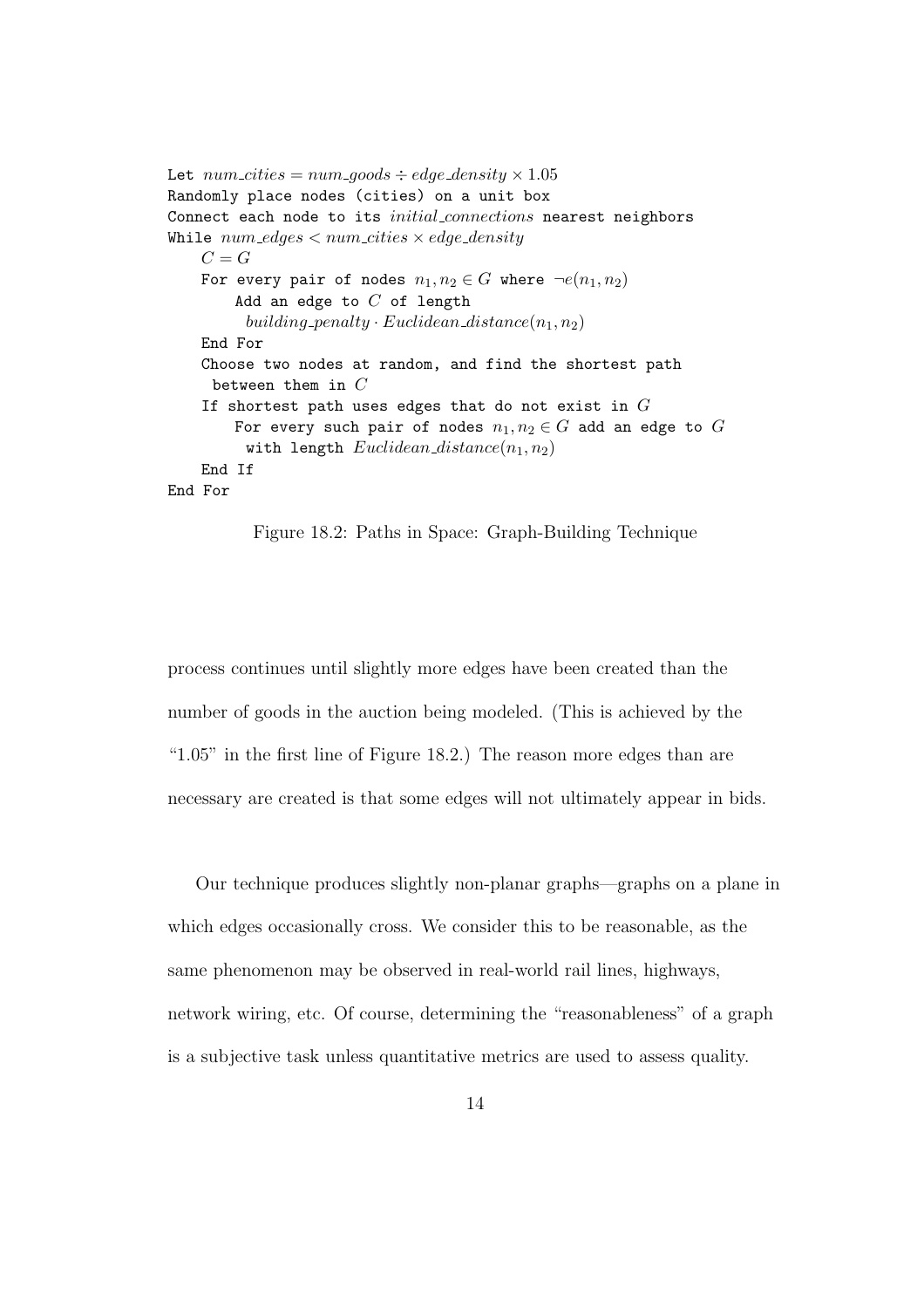```
Let num_cities = num_goods ÷ edge_density × 1.05
Randomly place nodes (cities) on a unit box
Connect each node to its initial_connections nearest neighbors
While num_edges < num_cities × edge_density
    C = G
    For every pair of nodes n1, n2 ∈ G where ¬e(n1, n2)
        Add an edge to C of length
          building_penalty · Euclidean_distance(n1, n2)
    End For
    Choose two nodes at random, and find the shortest path
      between them in C
    If shortest path uses edges that do not exist in G
        For every such pair of nodes n1, n2 ∈ G add an edge to G
          with length Euclidean_distance(n1, n2)
    End If
End For
```

Figure 18.2: Paths in Space: Graph-Building Technique

process continues until slightly more edges have been created than the number of goods in the auction being modeled. (This is achieved by the "1.05" in the first line of Figure 18.2.) The reason more edges than are necessary are created is that some edges will not ultimately appear in bids.

Our technique produces slightly non-planar graphs—graphs on a plane in which edges occasionally cross. We consider this to be reasonable, as the same phenomenon may be observed in real-world rail lines, highways, network wiring, etc. Of course, determining the "reasonableness" of a graph is a subjective task unless quantitative metrics are used to assess quality.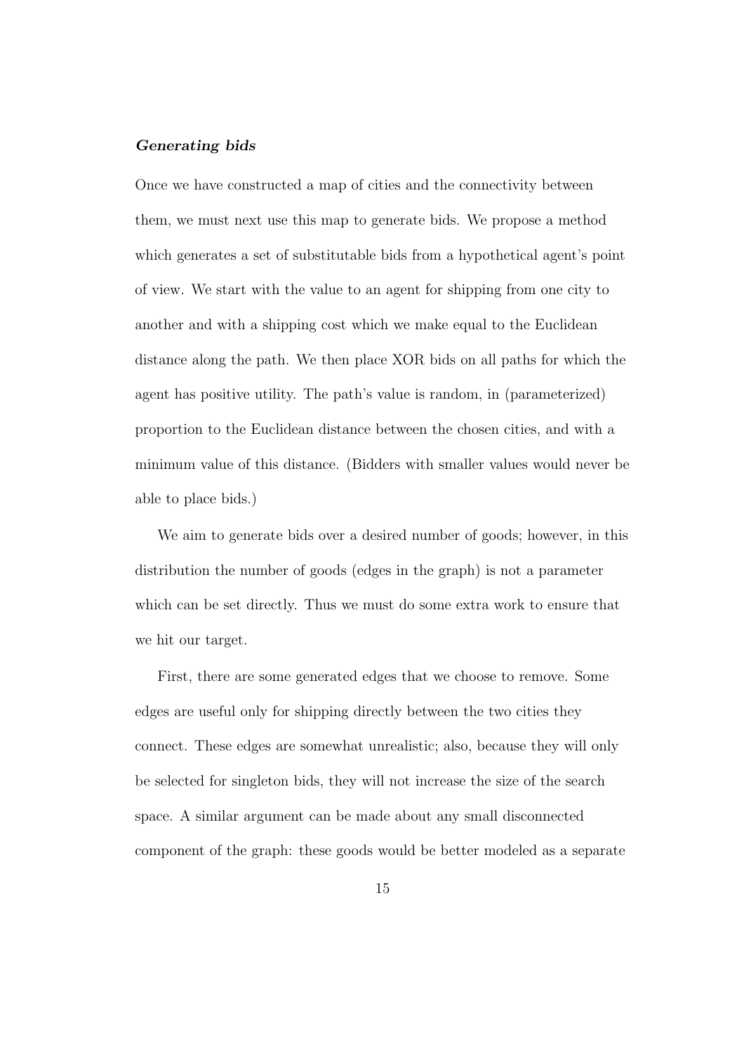***Generating bids***

Once we have constructed a map of cities and the connectivity between them, we must next use this map to generate bids. We propose a method which generates a set of substitutable bids from a hypothetical agent's point of view. We start with the value to an agent for shipping from one city to another and with a shipping cost which we make equal to the Euclidean distance along the path. We then place XOR bids on all paths for which the agent has positive utility. The path's value is random, in (parameterized) proportion to the Euclidean distance between the chosen cities, and with a minimum value of this distance. (Bidders with smaller values would never be able to place bids.)

We aim to generate bids over a desired number of goods; however, in this distribution the number of goods (edges in the graph) is not a parameter which can be set directly. Thus we must do some extra work to ensure that we hit our target.

First, there are some generated edges that we choose to remove. Some edges are useful only for shipping directly between the two cities they connect. These edges are somewhat unrealistic; also, because they will only be selected for singleton bids, they will not increase the size of the search space. A similar argument can be made about any small disconnected component of the graph: these goods would be better modeled as a separate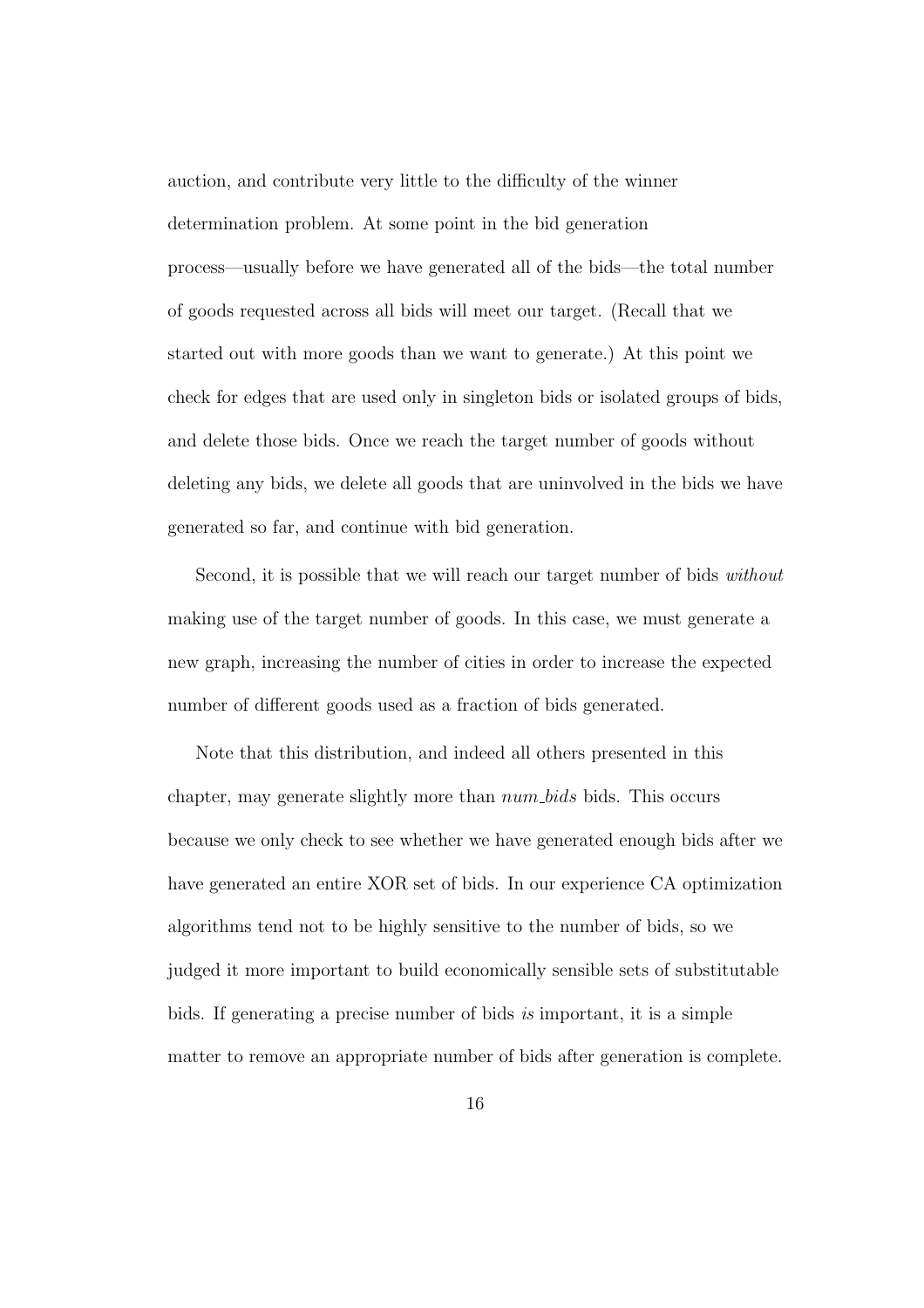auction, and contribute very little to the difficulty of the winner determination problem. At some point in the bid generation process—usually before we have generated all of the bids—the total number of goods requested across all bids will meet our target. (Recall that we started out with more goods than we want to generate.) At this point we check for edges that are used only in singleton bids or isolated groups of bids, and delete those bids. Once we reach the target number of goods without deleting any bids, we delete all goods that are uninvolved in the bids we have generated so far, and continue with bid generation.

Second, it is possible that we will reach our target number of bids *without* making use of the target number of goods. In this case, we must generate a new graph, increasing the number of cities in order to increase the expected number of different goods used as a fraction of bids generated.

Note that this distribution, and indeed all others presented in this chapter, may generate slightly more than *num_bids* bids. This occurs because we only check to see whether we have generated enough bids after we have generated an entire XOR set of bids. In our experience CA optimization algorithms tend not to be highly sensitive to the number of bids, so we judged it more important to build economically sensible sets of substitutable bids. If generating a precise number of bids *is* important, it is a simple matter to remove an appropriate number of bids after generation is complete.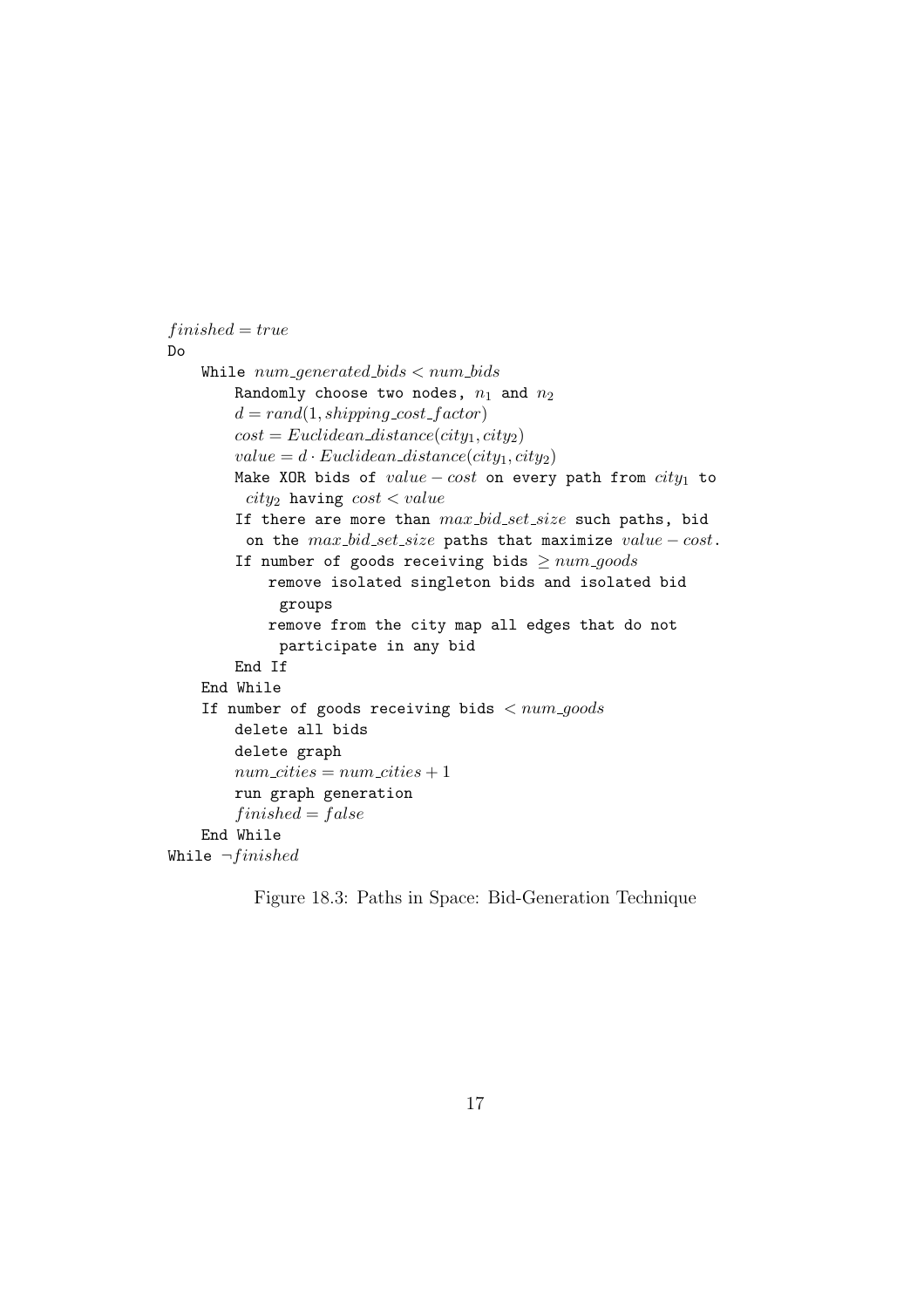```
finished = true
Do
    While num_generated_bids < num_bids
        Randomly choose two nodes, n_1 and n_2
        d = rand(1, shipping_cost_factor)
        cost = Euclidean_distance(city_1, city_2)
        value = d · Euclidean_distance(city_1, city_2)
        Make XOR bids of value − cost on every path from city_1 to
          city_2 having cost < value
        If there are more than max_bid_set_size such paths, bid
          on the max_bid_set_size paths that maximize value − cost.
        If number of goods receiving bids ≥ num_goods
            remove isolated singleton bids and isolated bid
              groups
            remove from the city map all edges that do not
              participate in any bid
        End If
    End While
    If number of goods receiving bids < num_goods
        delete all bids
        delete graph
        num_cities = num_cities + 1
        run graph generation
        finished = false
    End While
While ¬finished
```

Figure 18.3: Paths in Space: Bid-Generation Technique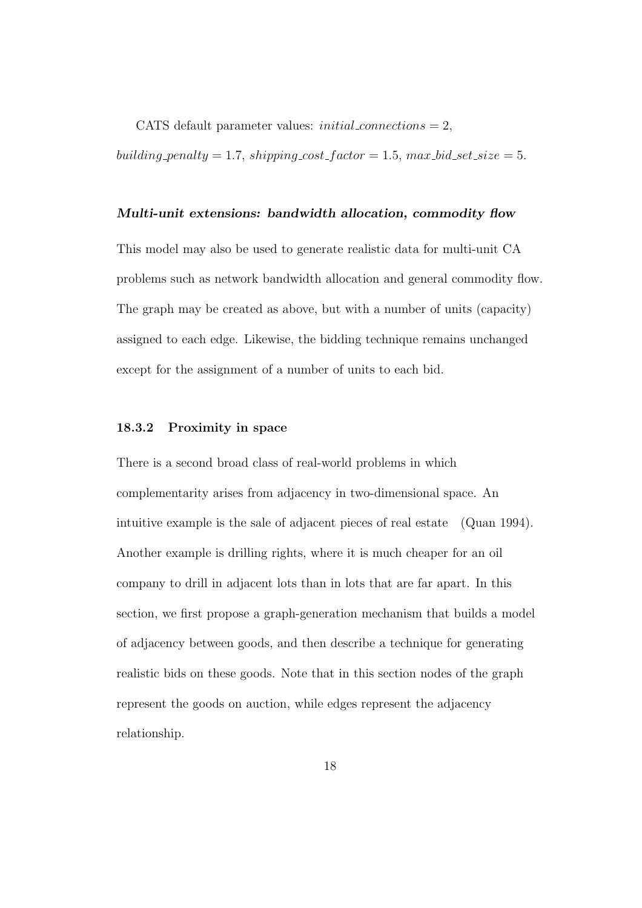CATS default parameter values: $initial\_connections = 2$, $building\_penalty = 1.7$, $shipping\_cost\_factor = 1.5$, $max\_bid\_set\_size = 5$.

#### ***Multi-unit extensions: bandwidth allocation, commodity flow***

This model may also be used to generate realistic data for multi-unit CA problems such as network bandwidth allocation and general commodity flow. The graph may be created as above, but with a number of units (capacity) assigned to each edge. Likewise, the bidding technique remains unchanged except for the assignment of a number of units to each bid.

### 18.3.2 Proximity in space

There is a second broad class of real-world problems in which complementarity arises from adjacency in two-dimensional space. An intuitive example is the sale of adjacent pieces of real estate (Quan 1994). Another example is drilling rights, where it is much cheaper for an oil company to drill in adjacent lots than in lots that are far apart. In this section, we first propose a graph-generation mechanism that builds a model of adjacency between goods, and then describe a technique for generating realistic bids on these goods. Note that in this section nodes of the graph represent the goods on auction, while edges represent the adjacency relationship.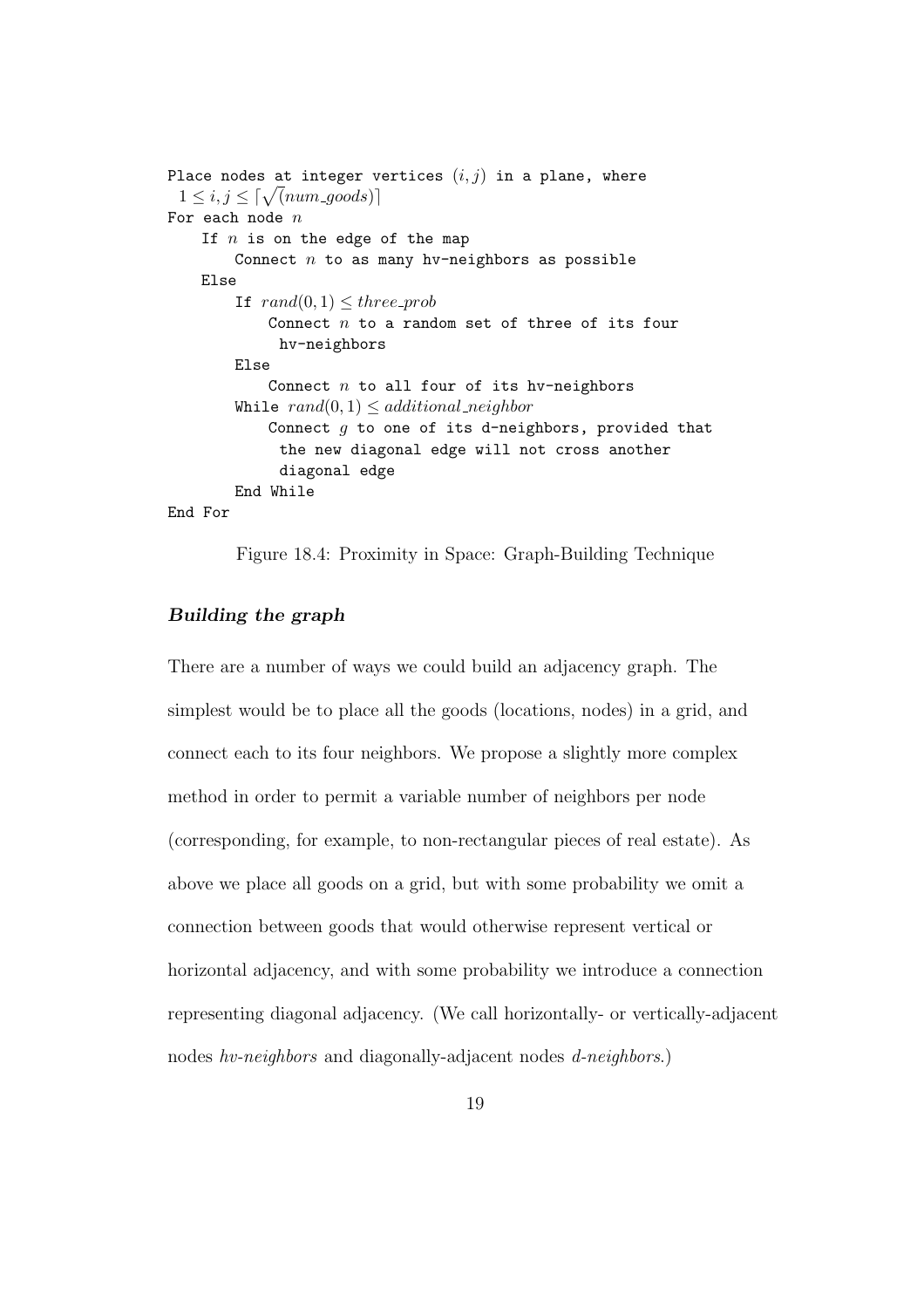```
Place nodes at integer vertices (i, j) in a plane, where
  1 ≤ i, j ≤ ⌈√(num_goods)⌉
For each node n
    If n is on the edge of the map
        Connect n to as many hv-neighbors as possible
    Else
        If rand(0, 1) ≤ three_prob
            Connect n to a random set of three of its four
              hv-neighbors
        Else
            Connect n to all four of its hv-neighbors
        While rand(0, 1) ≤ additional_neighbor
            Connect g to one of its d-neighbors, provided that
              the new diagonal edge will not cross another
              diagonal edge
        End While
End For
```

Figure 18.4: Proximity in Space: Graph-Building Technique

***Building the graph***

There are a number of ways we could build an adjacency graph. The simplest would be to place all the goods (locations, nodes) in a grid, and connect each to its four neighbors. We propose a slightly more complex method in order to permit a variable number of neighbors per node (corresponding, for example, to non-rectangular pieces of real estate). As above we place all goods on a grid, but with some probability we omit a connection between goods that would otherwise represent vertical or horizontal adjacency, and with some probability we introduce a connection representing diagonal adjacency. (We call horizontally- or vertically-adjacent nodes *hv-neighbors* and diagonally-adjacent nodes *d-neighbors*.)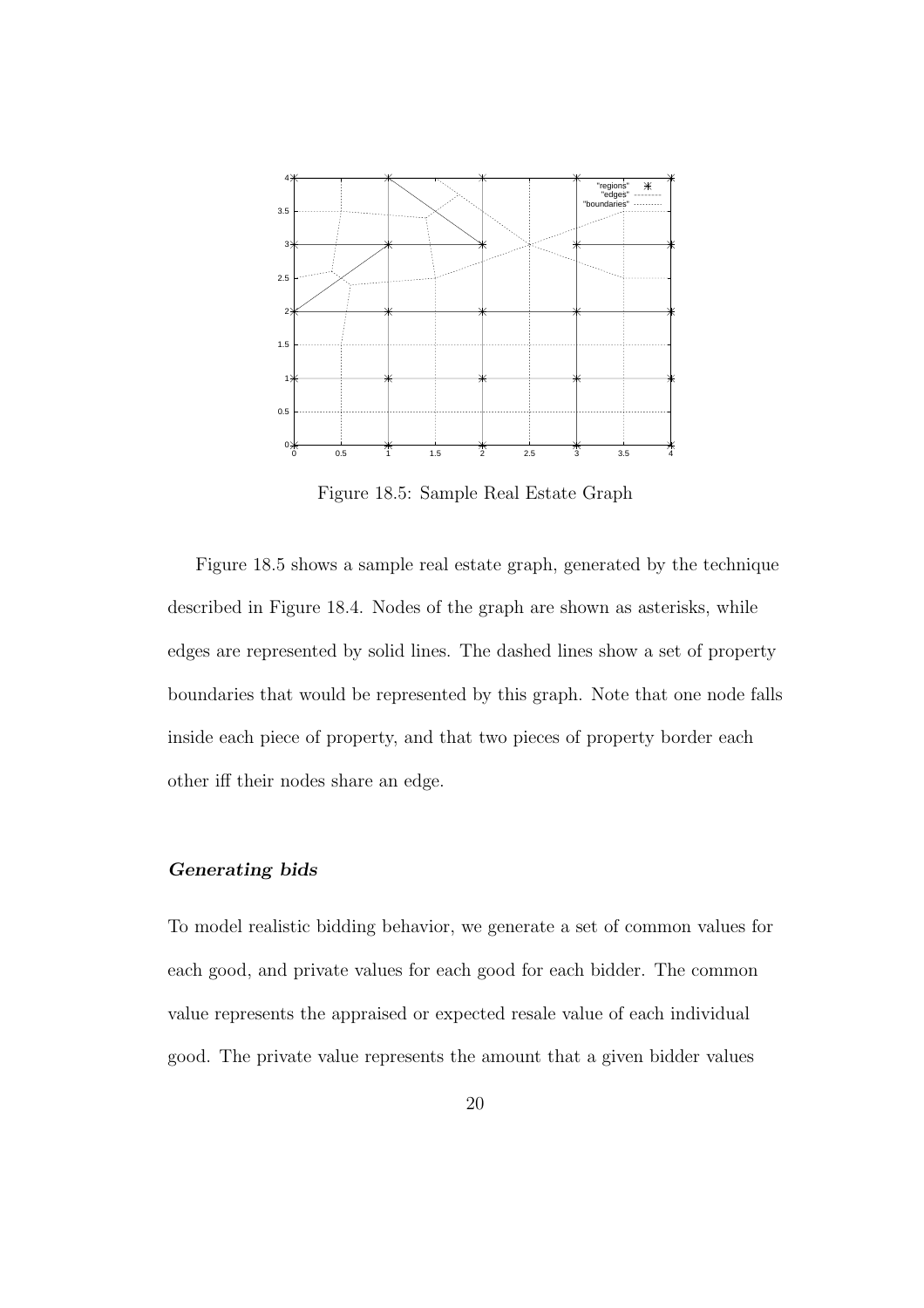4
3.5
3
2.5
2
1.5
1
0.5
0
0 0.5 1 1.5 2 2.5 3 3.5 4

"regions"
"edges"
"boundaries"

Figure 18.5: Sample Real Estate Graph

Figure 18.5 shows a sample real estate graph, generated by the technique described in Figure 18.4. Nodes of the graph are shown as asterisks, while edges are represented by solid lines. The dashed lines show a set of property boundaries that would be represented by this graph. Note that one node falls inside each piece of property, and that two pieces of property border each other iff their nodes share an edge.

#### *Generating bids*

To model realistic bidding behavior, we generate a set of common values for each good, and private values for each good for each bidder. The common value represents the appraised or expected resale value of each individual good. The private value represents the amount that a given bidder values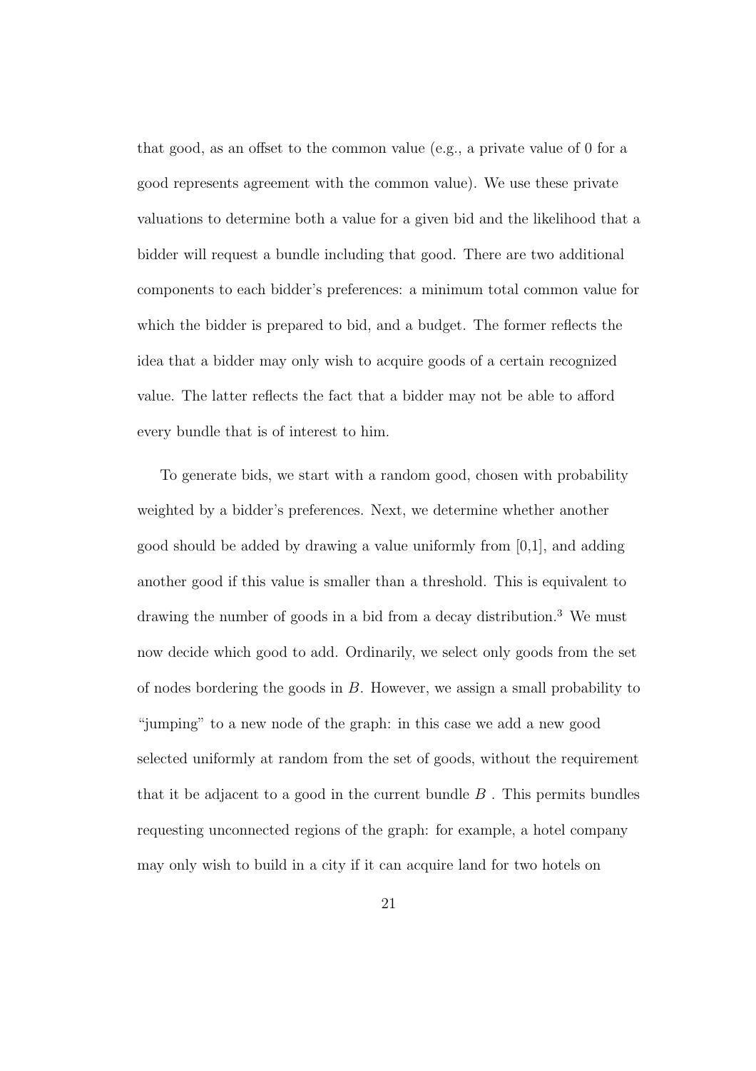that good, as an offset to the common value (e.g., a private value of 0 for a good represents agreement with the common value). We use these private valuations to determine both a value for a given bid and the likelihood that a bidder will request a bundle including that good. There are two additional components to each bidder's preferences: a minimum total common value for which the bidder is prepared to bid, and a budget. The former reflects the idea that a bidder may only wish to acquire goods of a certain recognized value. The latter reflects the fact that a bidder may not be able to afford every bundle that is of interest to him.

To generate bids, we start with a random good, chosen with probability weighted by a bidder's preferences. Next, we determine whether another good should be added by drawing a value uniformly from [0,1], and adding another good if this value is smaller than a threshold. This is equivalent to drawing the number of goods in a bid from a decay distribution.[3] We must now decide which good to add. Ordinarily, we select only goods from the set of nodes bordering the goods in $B$. However, we assign a small probability to "jumping" to a new node of the graph: in this case we add a new good selected uniformly at random from the set of goods, without the requirement that it be adjacent to a good in the current bundle $B$ . This permits bundles requesting unconnected regions of the graph: for example, a hotel company may only wish to build in a city if it can acquire land for two hotels on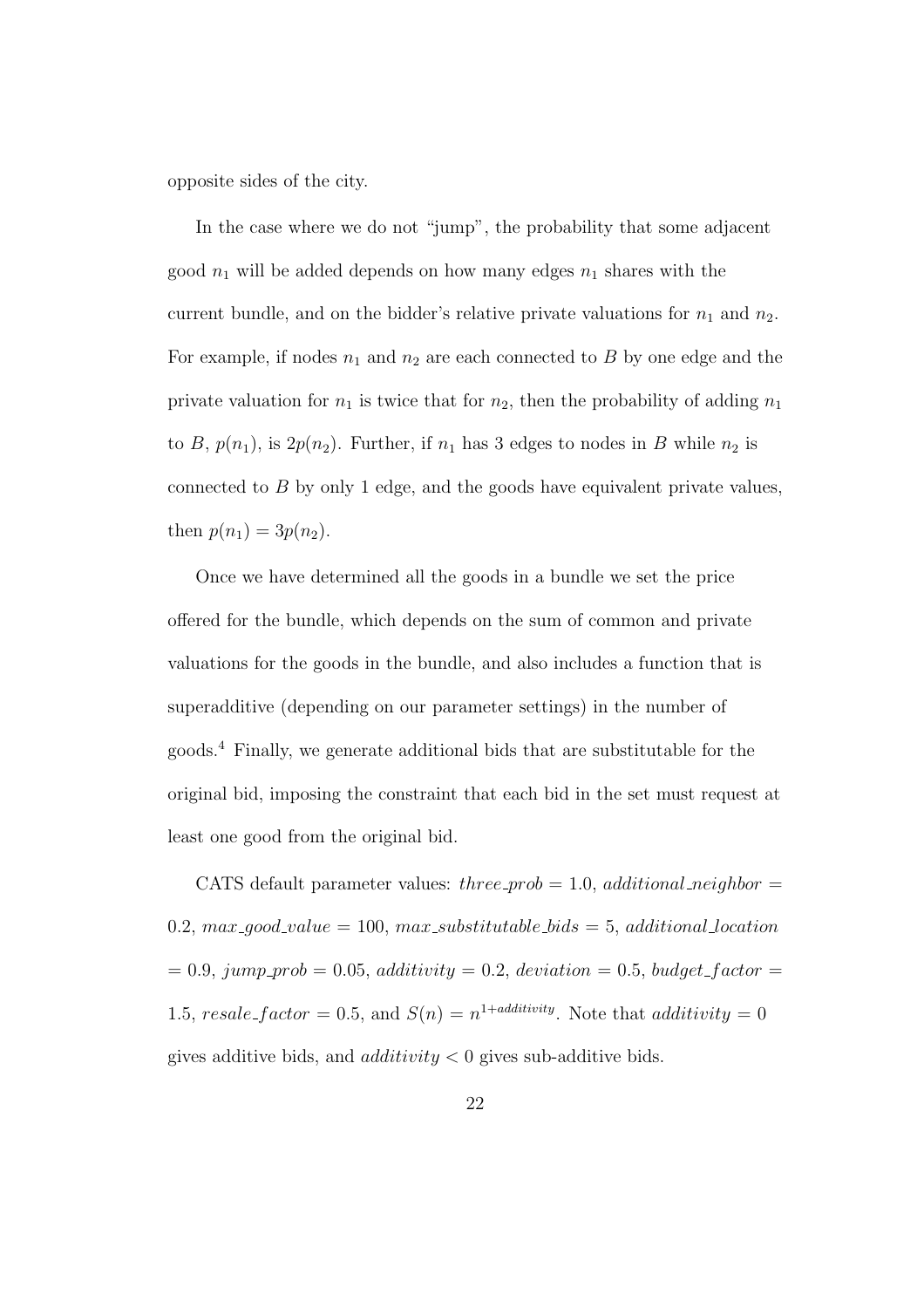opposite sides of the city.

In the case where we do not "jump", the probability that some adjacent good $n_1$ will be added depends on how many edges $n_1$ shares with the current bundle, and on the bidder's relative private valuations for $n_1$ and $n_2$. For example, if nodes $n_1$ and $n_2$ are each connected to $B$ by one edge and the private valuation for $n_1$ is twice that for $n_2$, then the probability of adding $n_1$ to $B$, $p(n_1)$, is $2p(n_2)$. Further, if $n_1$ has 3 edges to nodes in $B$ while $n_2$ is connected to $B$ by only 1 edge, and the goods have equivalent private values, then $p(n_1) = 3p(n_2)$.

Once we have determined all the goods in a bundle we set the price offered for the bundle, which depends on the sum of common and private valuations for the goods in the bundle, and also includes a function that is superadditive (depending on our parameter settings) in the number of goods.[4] Finally, we generate additional bids that are substitutable for the original bid, imposing the constraint that each bid in the set must request at least one good from the original bid.

CATS default parameter values: $three\_prob = 1.0$, $additional\_neighbor = 0.2$, $max\_good\_value = 100$, $max\_substitutable\_bids = 5$, $additional\_location = 0.9$, $jump\_prob = 0.05$, $additivity = 0.2$, $deviation = 0.5$, $budget\_factor = 1.5$, $resale\_factor = 0.5$, and $S(n) = n^{1+additivity}$. Note that $additivity = 0$ gives additive bids, and $additivity < 0$ gives sub-additive bids.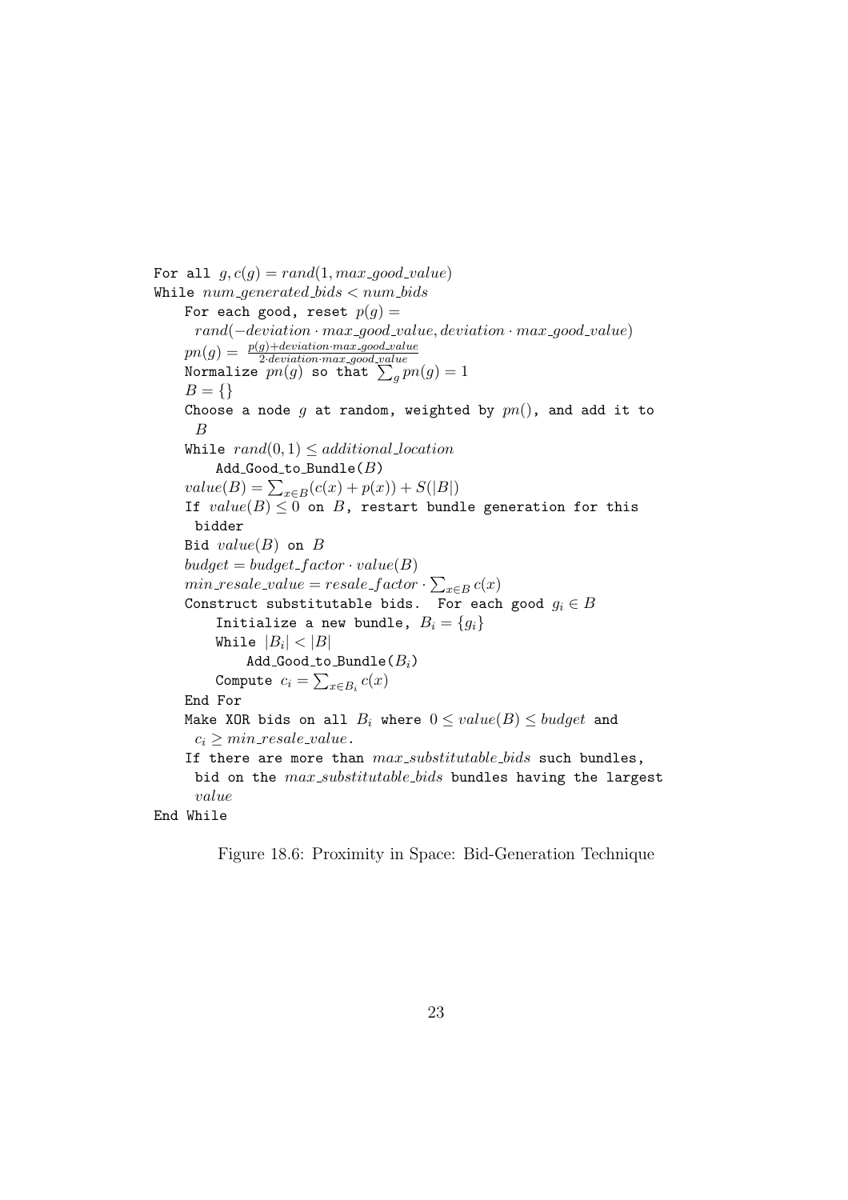For all $g, c(g) = rand(1, max\_good\_value)$
While $num\_generated\_bids < num\_bids$
  For each good, reset $p(g) =$
   $rand(-deviation \cdot max\_good\_value, deviation \cdot max\_good\_value)$
  $pn(g) = \frac{p(g)+deviation \cdot max\_good\_value}{2 \cdot deviation \cdot max\_good\_value}$
  Normalize $pn(g)$ so that $\sum_g pn(g) = 1$
  $B = \{\}$
  Choose a node $g$ at random, weighted by $pn()$, and add it to $B$
  While $rand(0,1) \leq additional\_location$
    Add_Good_to_Bundle($B$)
  $value(B) = \sum_{x \in B}(c(x) + p(x)) + S(|B|)$
  If $value(B) \leq 0$ on $B$, restart bundle generation for this bidder
  Bid $value(B)$ on $B$
  $budget = budget\_factor \cdot value(B)$
  $min\_resale\_value = resale\_factor \cdot \sum_{x \in B} c(x)$
  Construct substitutable bids. For each good $g_i \in B$
    Initialize a new bundle, $B_i = \{g_i\}$
    While $|B_i| < |B|$
      Add_Good_to_Bundle($B_i$)
    Compute $c_i = \sum_{x \in B_i} c(x)$
  End For
  Make XOR bids on all $B_i$ where $0 \leq value(B) \leq budget$ and $c_i \geq min\_resale\_value$.
  If there are more than $max\_substitutable\_bids$ such bundles, bid on the $max\_substitutable\_bids$ bundles having the largest $value$
End While

Figure 18.6: Proximity in Space: Bid-Generation Technique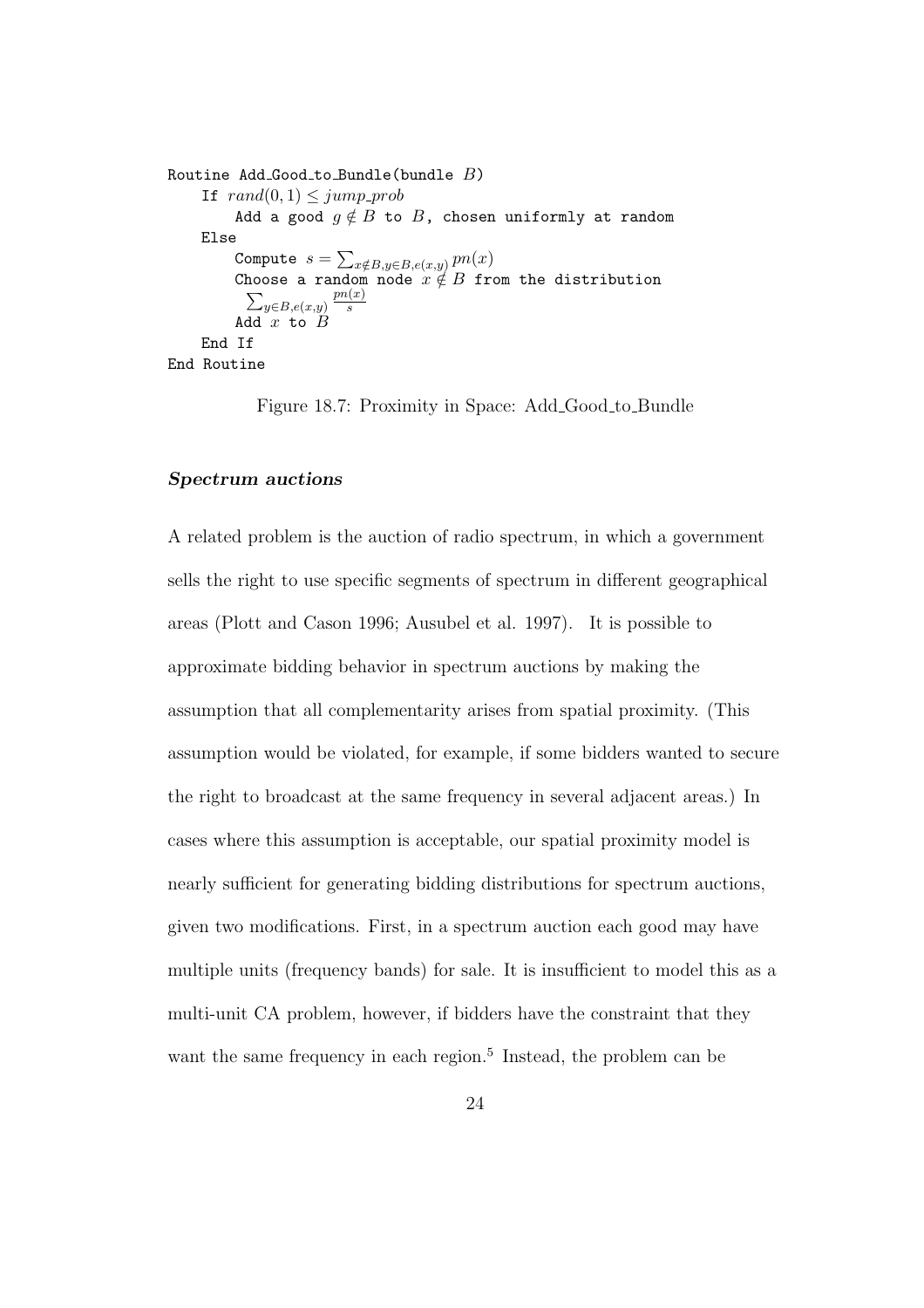```
Routine Add_Good_to_Bundle(bundle B)
    If rand(0,1) ≤ jump_prob
        Add a good g ∉ B to B, chosen uniformly at random
    Else
        Compute s = Σ_{x∉B, y∈B, e(x,y)} pn(x)
        Choose a random node x ∉ B from the distribution
          Σ_{y∈B, e(x,y)} pn(x)/s
        Add x to B
    End If
End Routine
```

Figure 18.7: Proximity in Space: Add_Good_to_Bundle

***Spectrum auctions***

A related problem is the auction of radio spectrum, in which a government sells the right to use specific segments of spectrum in different geographical areas (Plott and Cason 1996; Ausubel et al. 1997). It is possible to approximate bidding behavior in spectrum auctions by making the assumption that all complementarity arises from spatial proximity. (This assumption would be violated, for example, if some bidders wanted to secure the right to broadcast at the same frequency in several adjacent areas.) In cases where this assumption is acceptable, our spatial proximity model is nearly sufficient for generating bidding distributions for spectrum auctions, given two modifications. First, in a spectrum auction each good may have multiple units (frequency bands) for sale. It is insufficient to model this as a multi-unit CA problem, however, if bidders have the constraint that they want the same frequency in each region.[5] Instead, the problem can be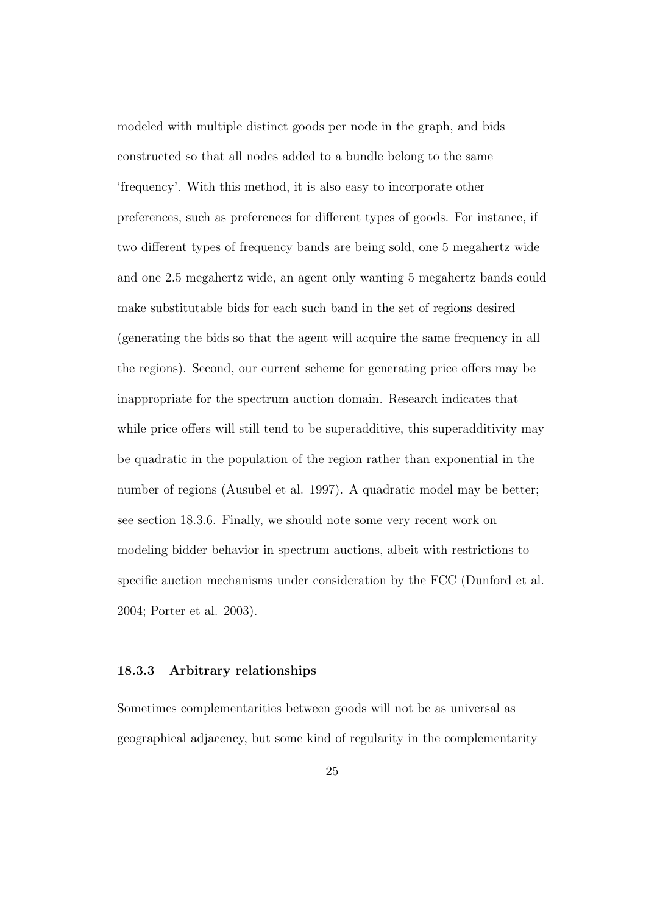modeled with multiple distinct goods per node in the graph, and bids constructed so that all nodes added to a bundle belong to the same 'frequency'. With this method, it is also easy to incorporate other preferences, such as preferences for different types of goods. For instance, if two different types of frequency bands are being sold, one 5 megahertz wide and one 2.5 megahertz wide, an agent only wanting 5 megahertz bands could make substitutable bids for each such band in the set of regions desired (generating the bids so that the agent will acquire the same frequency in all the regions). Second, our current scheme for generating price offers may be inappropriate for the spectrum auction domain. Research indicates that while price offers will still tend to be superadditive, this superadditivity may be quadratic in the population of the region rather than exponential in the number of regions (Ausubel et al. 1997). A quadratic model may be better; see section 18.3.6. Finally, we should note some very recent work on modeling bidder behavior in spectrum auctions, albeit with restrictions to specific auction mechanisms under consideration by the FCC (Dunford et al. 2004; Porter et al. 2003).

### 18.3.3 Arbitrary relationships

Sometimes complementarities between goods will not be as universal as geographical adjacency, but some kind of regularity in the complementarity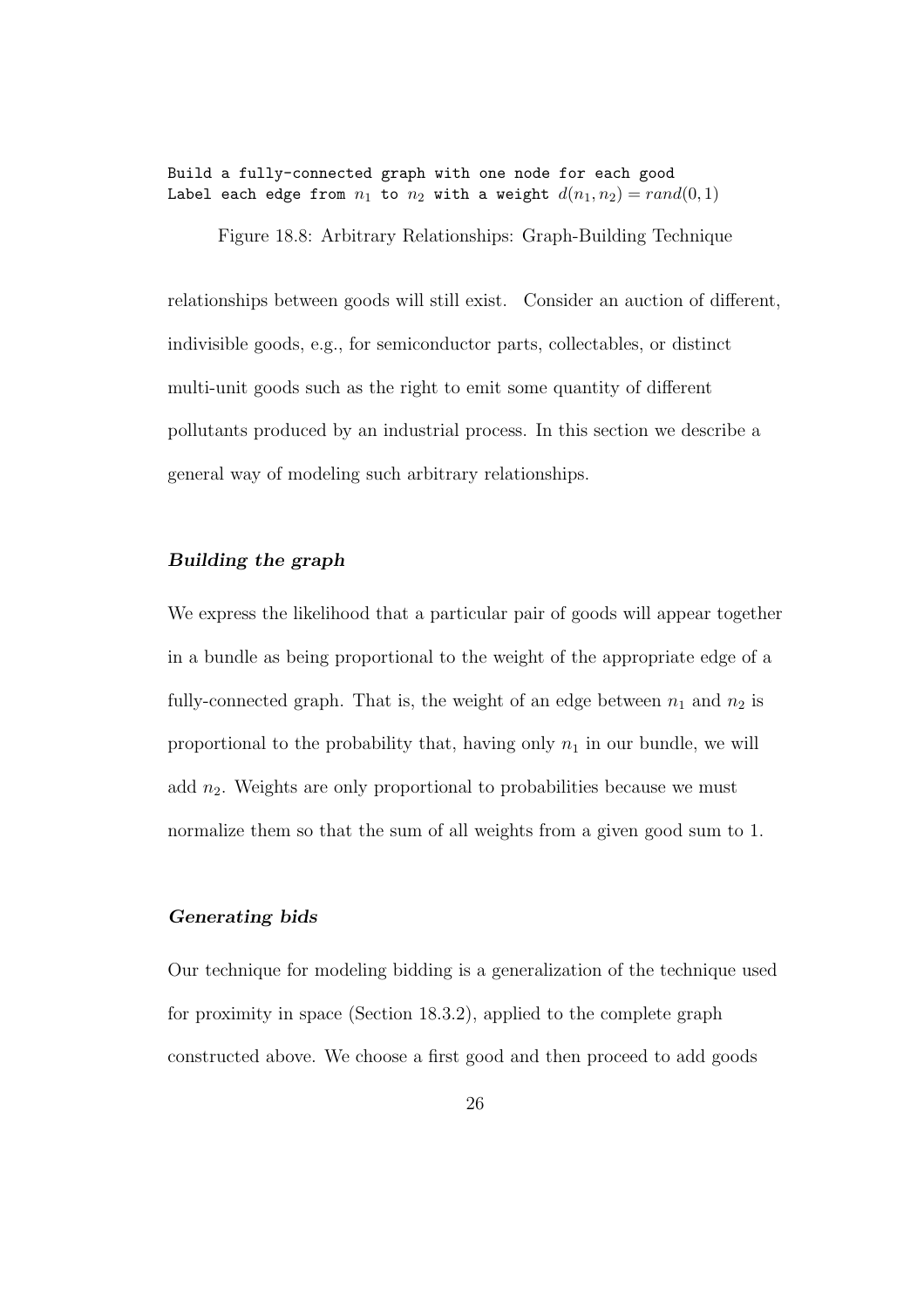```
Build a fully-connected graph with one node for each good
Label each edge from n1 to n2 with a weight d(n1, n2) = rand(0, 1)
```

Figure 18.8: Arbitrary Relationships: Graph-Building Technique

relationships between goods will still exist. Consider an auction of different, indivisible goods, e.g., for semiconductor parts, collectables, or distinct multi-unit goods such as the right to emit some quantity of different pollutants produced by an industrial process. In this section we describe a general way of modeling such arbitrary relationships.

#### *Building the graph*

We express the likelihood that a particular pair of goods will appear together in a bundle as being proportional to the weight of the appropriate edge of a fully-connected graph. That is, the weight of an edge between $n_1$ and $n_2$ is proportional to the probability that, having only $n_1$ in our bundle, we will add $n_2$. Weights are only proportional to probabilities because we must normalize them so that the sum of all weights from a given good sum to 1.

#### *Generating bids*

Our technique for modeling bidding is a generalization of the technique used for proximity in space (Section 18.3.2), applied to the complete graph constructed above. We choose a first good and then proceed to add goods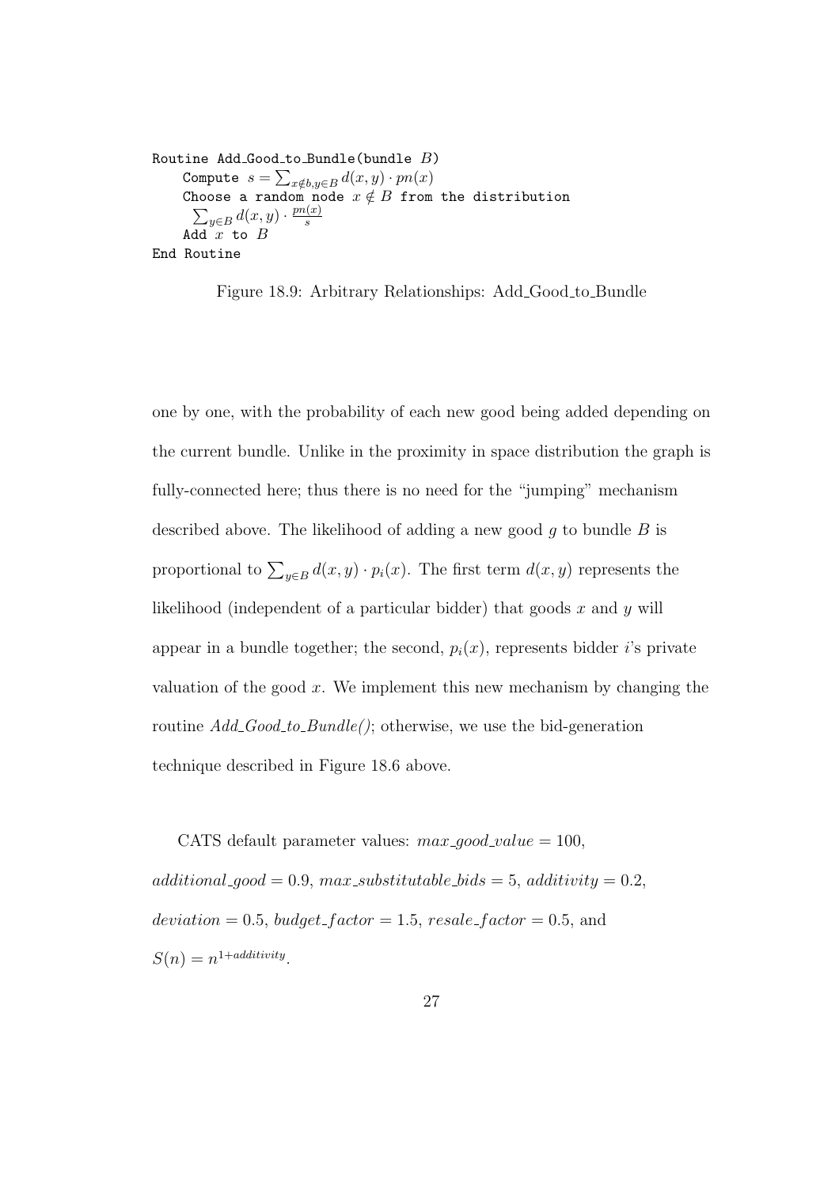```
Routine Add_Good_to_Bundle(bundle B)
    Compute s = ∑_{x∉b,y∈B} d(x,y) · pn(x)
    Choose a random node x ∉ B from the distribution
      ∑_{y∈B} d(x,y) · pn(x)/s
    Add x to B
End Routine
```

Figure 18.9: Arbitrary Relationships: Add_Good_to_Bundle

one by one, with the probability of each new good being added depending on the current bundle. Unlike in the proximity in space distribution the graph is fully-connected here; thus there is no need for the "jumping" mechanism described above. The likelihood of adding a new good $g$ to bundle $B$ is proportional to $\sum_{y \in B} d(x, y) \cdot p_i(x)$. The first term $d(x, y)$ represents the likelihood (independent of a particular bidder) that goods $x$ and $y$ will appear in a bundle together; the second, $p_i(x)$, represents bidder $i$'s private valuation of the good $x$. We implement this new mechanism by changing the routine *Add_Good_to_Bundle()*; otherwise, we use the bid-generation technique described in Figure 18.6 above.

CATS default parameter values: $max\_good\_value = 100$, $additional\_good = 0.9$, $max\_substitutable\_bids = 5$, $additivity = 0.2$, $deviation = 0.5$, $budget\_factor = 1.5$, $resale\_factor = 0.5$, and $S(n) = n^{1+additivity}$.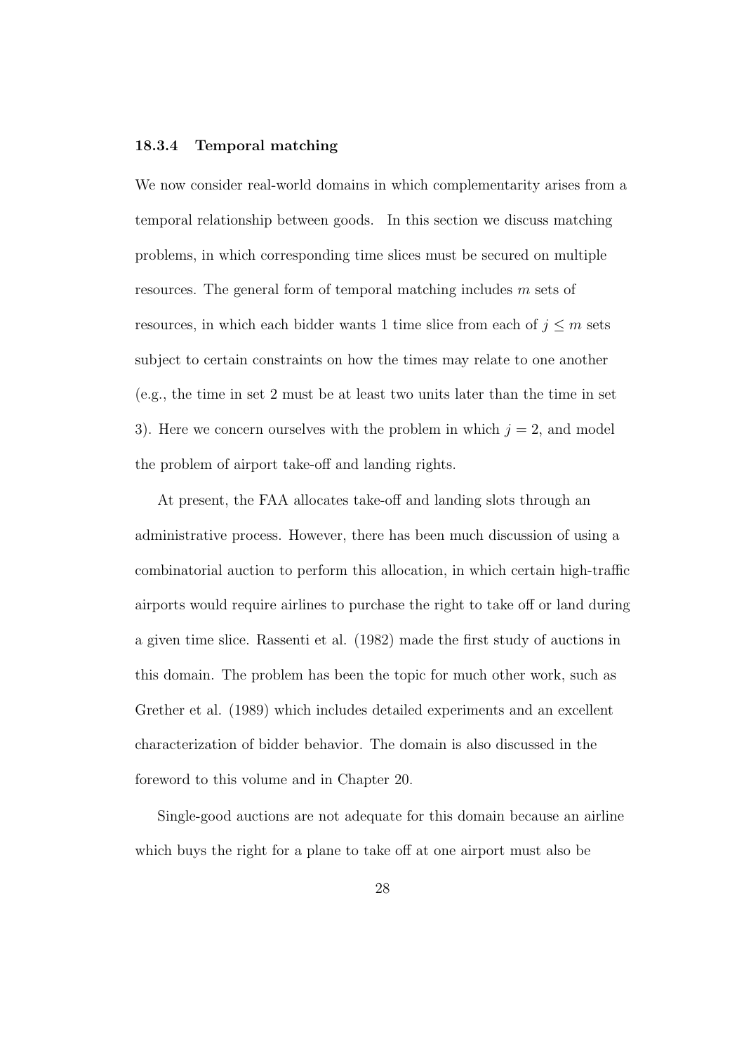### 18.3.4 Temporal matching

We now consider real-world domains in which complementarity arises from a temporal relationship between goods. In this section we discuss matching problems, in which corresponding time slices must be secured on multiple resources. The general form of temporal matching includes $m$ sets of resources, in which each bidder wants 1 time slice from each of $j \leq m$ sets subject to certain constraints on how the times may relate to one another (e.g., the time in set 2 must be at least two units later than the time in set 3). Here we concern ourselves with the problem in which $j = 2$, and model the problem of airport take-off and landing rights.

At present, the FAA allocates take-off and landing slots through an administrative process. However, there has been much discussion of using a combinatorial auction to perform this allocation, in which certain high-traffic airports would require airlines to purchase the right to take off or land during a given time slice. Rassenti et al. (1982) made the first study of auctions in this domain. The problem has been the topic for much other work, such as Grether et al. (1989) which includes detailed experiments and an excellent characterization of bidder behavior. The domain is also discussed in the foreword to this volume and in Chapter 20.

Single-good auctions are not adequate for this domain because an airline which buys the right for a plane to take off at one airport must also be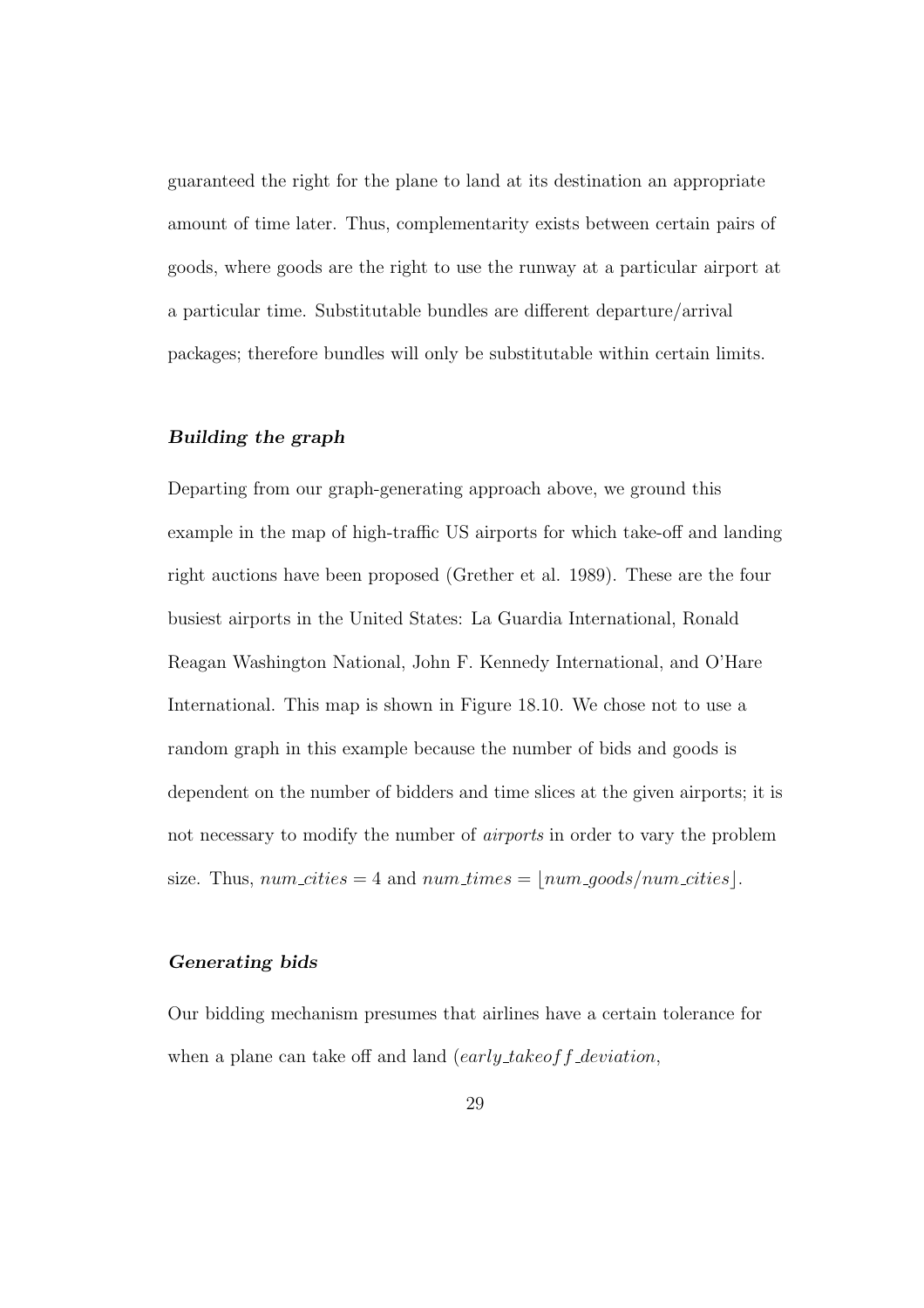guaranteed the right for the plane to land at its destination an appropriate amount of time later. Thus, complementarity exists between certain pairs of goods, where goods are the right to use the runway at a particular airport at a particular time. Substitutable bundles are different departure/arrival packages; therefore bundles will only be substitutable within certain limits.

### *Building the graph*

Departing from our graph-generating approach above, we ground this example in the map of high-traffic US airports for which take-off and landing right auctions have been proposed (Grether et al. 1989). These are the four busiest airports in the United States: La Guardia International, Ronald Reagan Washington National, John F. Kennedy International, and O'Hare International. This map is shown in Figure 18.10. We chose not to use a random graph in this example because the number of bids and goods is dependent on the number of bidders and time slices at the given airports; it is not necessary to modify the number of *airports* in order to vary the problem size. Thus, $num\_cities = 4$ and $num\_times = \lfloor num\_goods/num\_cities \rfloor$.

### *Generating bids*

Our bidding mechanism presumes that airlines have a certain tolerance for when a plane can take off and land ($early\_takeoff\_deviation$,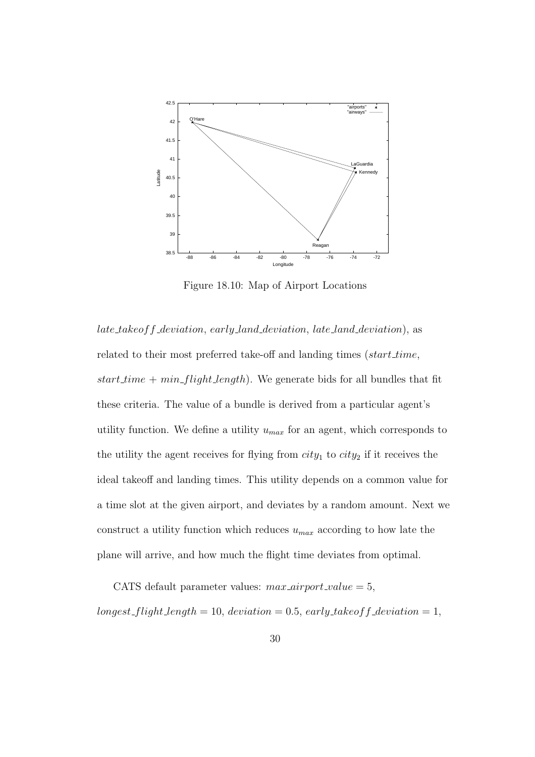42.5
42
41.5
41
40.5
40
39.5
39
38.5

Latitude

-88 -86 -84 -82 -80 -78 -76 -74 -72

Longitude

"airports"
"airways"

O'Hare
LaGuardia
Kennedy
Reagan

Figure 18.10: Map of Airport Locations

$late\_takeoff\_deviation$, $early\_land\_deviation$, $late\_land\_deviation$), as related to their most preferred take-off and landing times ($start\_time$, $start\_time + min\_flight\_length$). We generate bids for all bundles that fit these criteria. The value of a bundle is derived from a particular agent's utility function. We define a utility $u_{max}$ for an agent, which corresponds to the utility the agent receives for flying from $city_1$ to $city_2$ if it receives the ideal takeoff and landing times. This utility depends on a common value for a time slot at the given airport, and deviates by a random amount. Next we construct a utility function which reduces $u_{max}$ according to how late the plane will arrive, and how much the flight time deviates from optimal.

CATS default parameter values: $max\_airport\_value = 5$, $longest\_flight\_length = 10$, $deviation = 0.5$, $early\_takeoff\_deviation = 1$,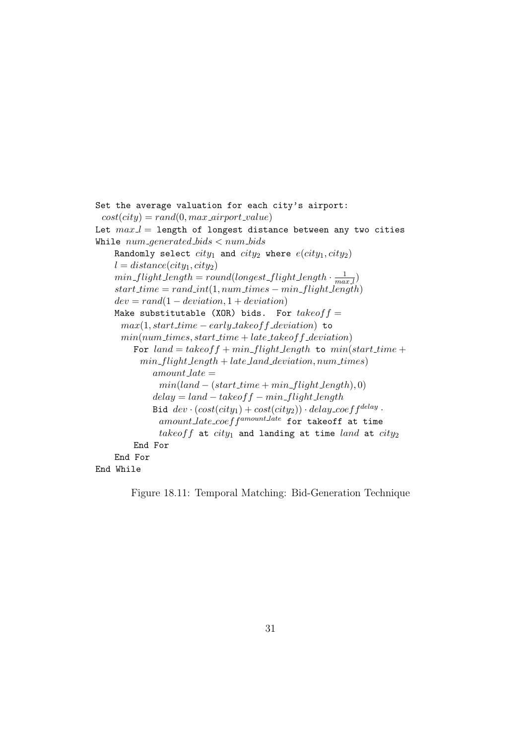Set the average valuation for each city's airport:
  $cost(city) = rand(0, max\_airport\_value)$
Let $max\_l$ = length of longest distance between any two cities
While $num\_generated\_bids < num\_bids$
    Randomly select $city_1$ and $city_2$ where $e(city_1, city_2)$
    $l = distance(city_1, city_2)$
    $min\_flight\_length = round(longest\_flight\_length \cdot \frac{1}{max\_l})$
    $start\_time = rand\_int(1, num\_times - min\_flight\_length)$
    $dev = rand(1 - deviation, 1 + deviation)$
    Make substitutable (XOR) bids. For $takeoff =$
      $max(1, start\_time - early\_takeoff\_deviation)$ to
      $min(num\_times, start\_time + late\_takeoff\_deviation)$
        For $land = takeoff + min\_flight\_length$ to $min(start\_time +$
          $min\_flight\_length + late\_land\_deviation, num\_times)$
            $amount\_late =$
              $min(land - (start\_time + min\_flight\_length), 0)$
            $delay = land - takeoff - min\_flight\_length$
            Bid $dev \cdot (cost(city_1) + cost(city_2)) \cdot delay\_coeff^{delay} \cdot$
              $amount\_late\_coeff^{amount\_late}$ for takeoff at time
              $takeoff$ at $city_1$ and landing at time $land$ at $city_2$
        End For
    End For
End While

Figure 18.11: Temporal Matching: Bid-Generation Technique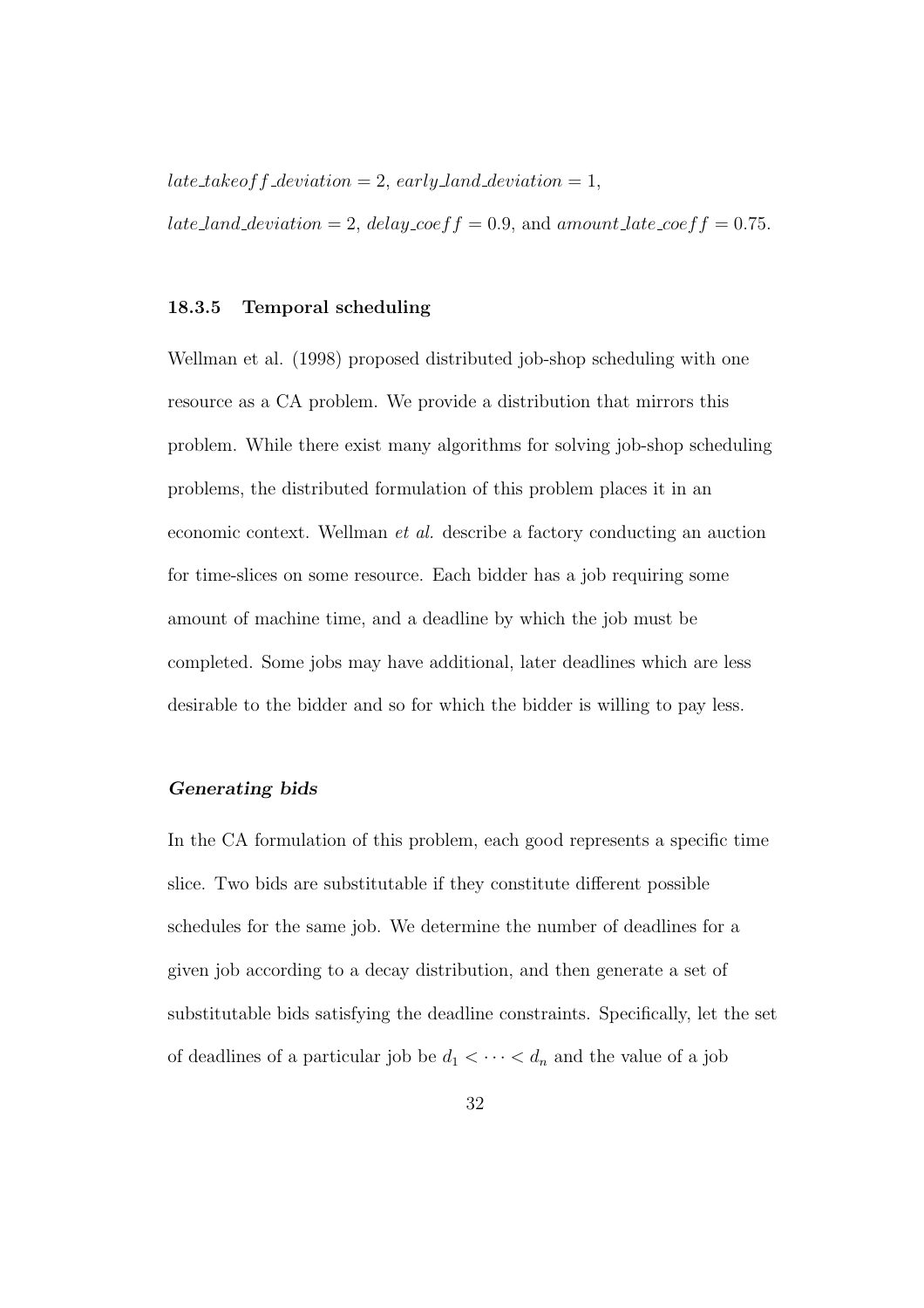$late\_takeoff\_deviation = 2$, $early\_land\_deviation = 1$,

$late\_land\_deviation = 2$, $delay\_coeff = 0.9$, and $amount\_late\_coeff = 0.75$.

### 18.3.5 Temporal scheduling

Wellman et al. (1998) proposed distributed job-shop scheduling with one resource as a CA problem. We provide a distribution that mirrors this problem. While there exist many algorithms for solving job-shop scheduling problems, the distributed formulation of this problem places it in an economic context. Wellman *et al.* describe a factory conducting an auction for time-slices on some resource. Each bidder has a job requiring some amount of machine time, and a deadline by which the job must be completed. Some jobs may have additional, later deadlines which are less desirable to the bidder and so for which the bidder is willing to pay less.

#### *Generating bids*

In the CA formulation of this problem, each good represents a specific time slice. Two bids are substitutable if they constitute different possible schedules for the same job. We determine the number of deadlines for a given job according to a decay distribution, and then generate a set of substitutable bids satisfying the deadline constraints. Specifically, let the set of deadlines of a particular job be $d_1 < \cdots < d_n$ and the value of a job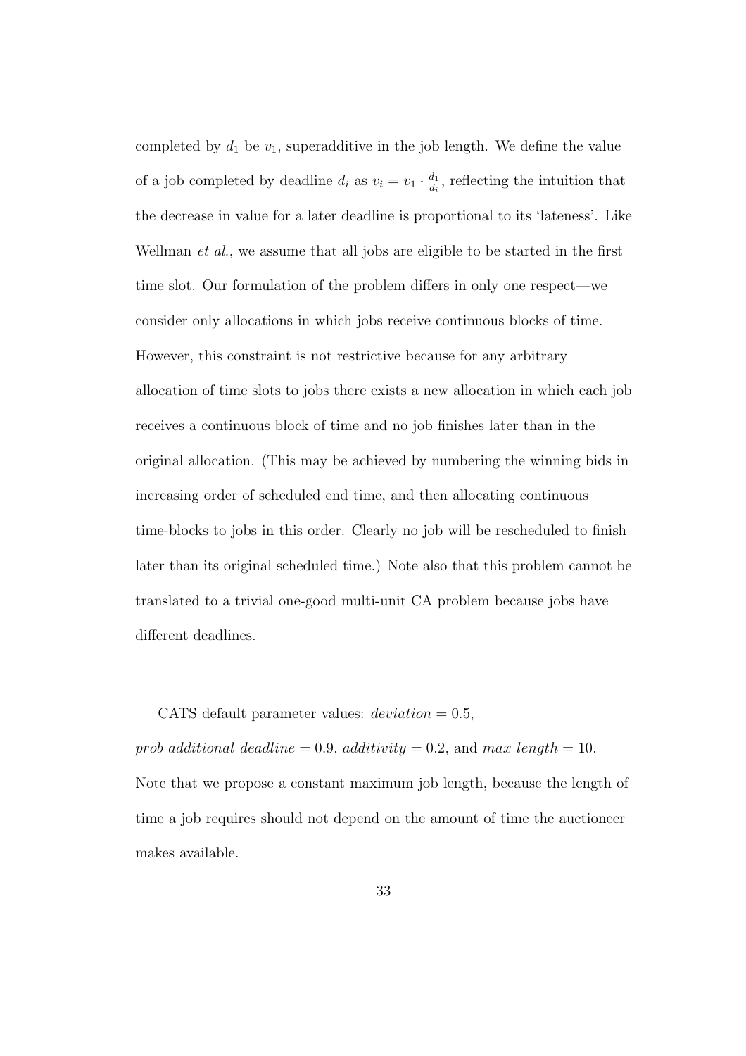completed by $d_1$ be $v_1$, superadditive in the job length. We define the value of a job completed by deadline $d_i$ as $v_i = v_1 \cdot \frac{d_1}{d_i}$, reflecting the intuition that the decrease in value for a later deadline is proportional to its 'lateness'. Like Wellman *et al.*, we assume that all jobs are eligible to be started in the first time slot. Our formulation of the problem differs in only one respect—we consider only allocations in which jobs receive continuous blocks of time. However, this constraint is not restrictive because for any arbitrary allocation of time slots to jobs there exists a new allocation in which each job receives a continuous block of time and no job finishes later than in the original allocation. (This may be achieved by numbering the winning bids in increasing order of scheduled end time, and then allocating continuous time-blocks to jobs in this order. Clearly no job will be rescheduled to finish later than its original scheduled time.) Note also that this problem cannot be translated to a trivial one-good multi-unit CA problem because jobs have different deadlines.

CATS default parameter values: $deviation = 0.5$, $prob\_additional\_deadline = 0.9$, $additivity = 0.2$, and $max\_length = 10$. Note that we propose a constant maximum job length, because the length of time a job requires should not depend on the amount of time the auctioneer makes available.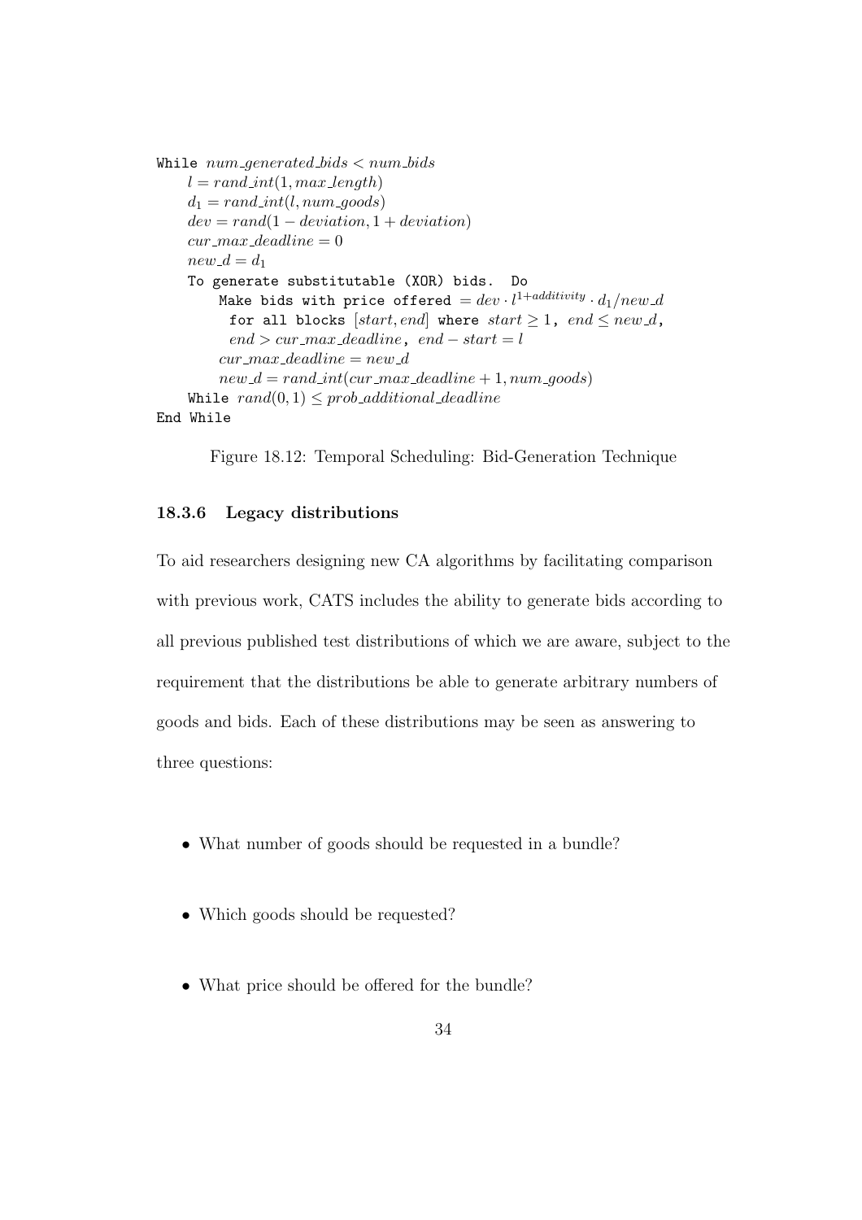```
While num_generated_bids < num_bids
    l = rand_int(1, max_length)
    d_1 = rand_int(l, num_goods)
    dev = rand(1 − deviation, 1 + deviation)
    cur_max_deadline = 0
    new_d = d_1
    To generate substitutable (XOR) bids.  Do
        Make bids with price offered = dev · l^(1+additivity) · d_1/new_d
         for all blocks [start, end] where start ≥ 1, end ≤ new_d,
         end > cur_max_deadline, end − start = l
        cur_max_deadline = new_d
        new_d = rand_int(cur_max_deadline + 1, num_goods)
    While rand(0, 1) ≤ prob_additional_deadline
End While
```

Figure 18.12: Temporal Scheduling: Bid-Generation Technique

### 18.3.6 Legacy distributions

To aid researchers designing new CA algorithms by facilitating comparison with previous work, CATS includes the ability to generate bids according to all previous published test distributions of which we are aware, subject to the requirement that the distributions be able to generate arbitrary numbers of goods and bids. Each of these distributions may be seen as answering to three questions:

- What number of goods should be requested in a bundle?
- Which goods should be requested?
- What price should be offered for the bundle?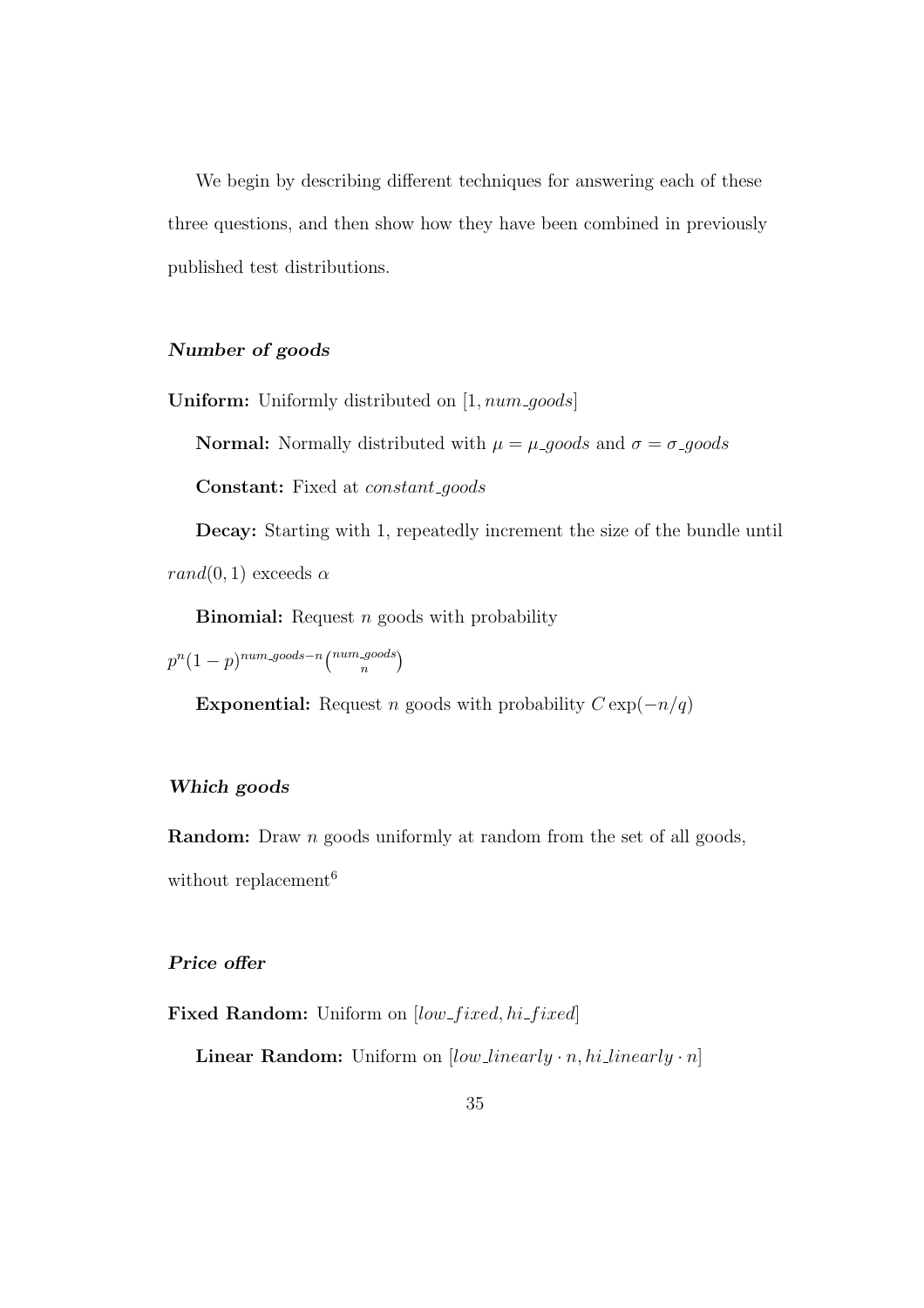We begin by describing different techniques for answering each of these three questions, and then show how they have been combined in previously published test distributions.

***Number of goods***

**Uniform:** Uniformly distributed on $[1, num\_goods]$

**Normal:** Normally distributed with $\mu = \mu\_goods$ and $\sigma = \sigma\_goods$

**Constant:** Fixed at $constant\_goods$

**Decay:** Starting with 1, repeatedly increment the size of the bundle until $rand(0, 1)$ exceeds $\alpha$

**Binomial:** Request $n$ goods with probability $p^n(1-p)^{num\_goods-n}\binom{num\_goods}{n}$

**Exponential:** Request $n$ goods with probability $C\exp(-n/q)$

***Which goods***

**Random:** Draw $n$ goods uniformly at random from the set of all goods, without replacement[6]

***Price offer***

**Fixed Random:** Uniform on $[low\_fixed, hi\_fixed]$

**Linear Random:** Uniform on $[low\_linearly \cdot n, hi\_linearly \cdot n]$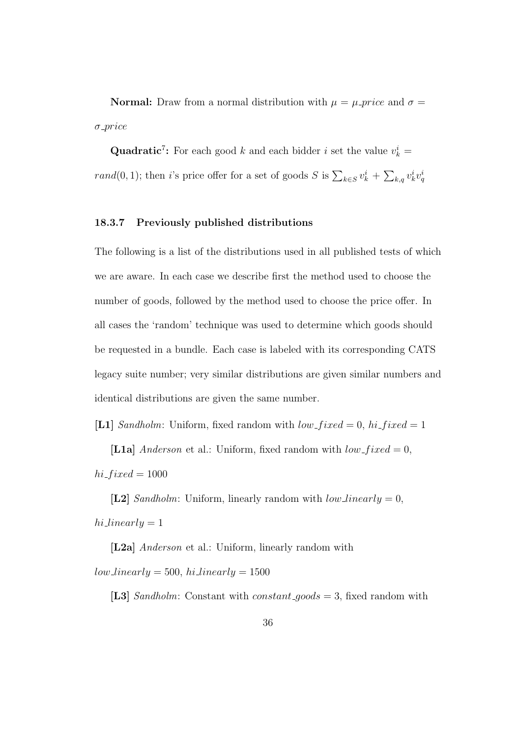**Normal:** Draw from a normal distribution with $\mu = \mu\_price$ and $\sigma = \sigma\_price$

**Quadratic**[7]**:** For each good $k$ and each bidder $i$ set the value $v^i_k = rand(0, 1)$; then $i$'s price offer for a set of goods $S$ is $\sum_{k \in S} v^i_k + \sum_{k,q} v^i_k v^i_q$

### 18.3.7 Previously published distributions

The following is a list of the distributions used in all published tests of which we are aware. In each case we describe first the method used to choose the number of goods, followed by the method used to choose the price offer. In all cases the 'random' technique was used to determine which goods should be requested in a bundle. Each case is labeled with its corresponding CATS legacy suite number; very similar distributions are given similar numbers and identical distributions are given the same number.

**[L1]** *Sandholm*: Uniform, fixed random with $low\_fixed = 0$, $hi\_fixed = 1$

**[L1a]** *Anderson* et al.: Uniform, fixed random with $low\_fixed = 0$, $hi\_fixed = 1000$

**[L2]** *Sandholm*: Uniform, linearly random with $low\_linearly = 0$, $hi\_linearly = 1$

**[L2a]** *Anderson* et al.: Uniform, linearly random with $low\_linearly = 500$, $hi\_linearly = 1500$

**[L3]** *Sandholm*: Constant with $constant\_goods = 3$, fixed random with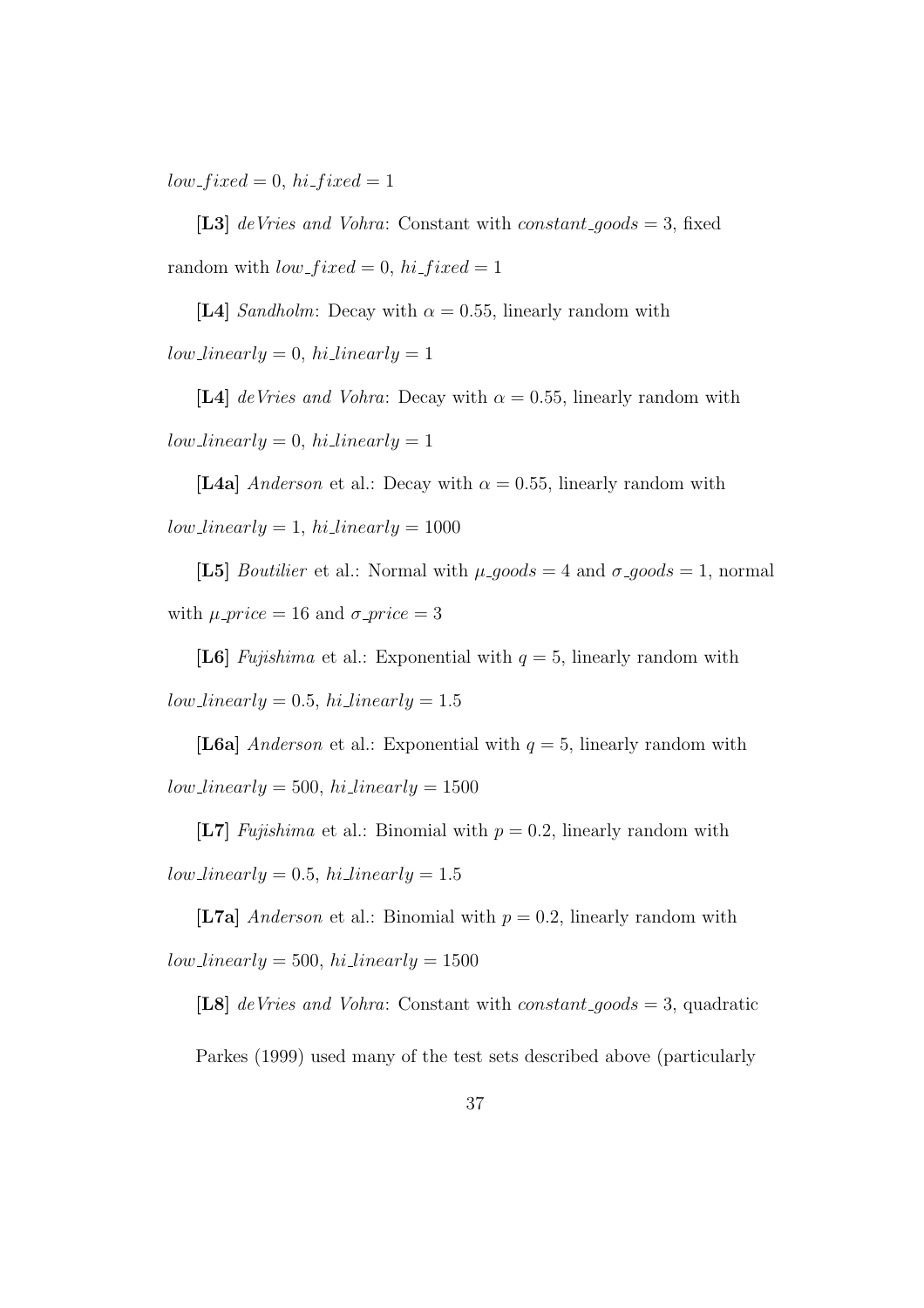$low\_fixed = 0$, $hi\_fixed = 1$

**[L3]** *deVries and Vohra*: Constant with $constant\_goods = 3$, fixed random with $low\_fixed = 0$, $hi\_fixed = 1$

**[L4]** *Sandholm*: Decay with $\alpha = 0.55$, linearly random with $low\_linearly = 0$, $hi\_linearly = 1$

**[L4]** *deVries and Vohra*: Decay with $\alpha = 0.55$, linearly random with $low\_linearly = 0$, $hi\_linearly = 1$

**[L4a]** *Anderson* et al.: Decay with $\alpha = 0.55$, linearly random with $low\_linearly = 1$, $hi\_linearly = 1000$

**[L5]** *Boutilier* et al.: Normal with $\mu\_goods = 4$ and $\sigma\_goods = 1$, normal with $\mu\_price = 16$ and $\sigma\_price = 3$

**[L6]** *Fujishima* et al.: Exponential with $q = 5$, linearly random with $low\_linearly = 0.5$, $hi\_linearly = 1.5$

**[L6a]** *Anderson* et al.: Exponential with $q = 5$, linearly random with $low\_linearly = 500$, $hi\_linearly = 1500$

**[L7]** *Fujishima* et al.: Binomial with $p = 0.2$, linearly random with $low\_linearly = 0.5$, $hi\_linearly = 1.5$

**[L7a]** *Anderson* et al.: Binomial with $p = 0.2$, linearly random with $low\_linearly = 500$, $hi\_linearly = 1500$

**[L8]** *deVries and Vohra*: Constant with $constant\_goods = 3$, quadratic

Parkes (1999) used many of the test sets described above (particularly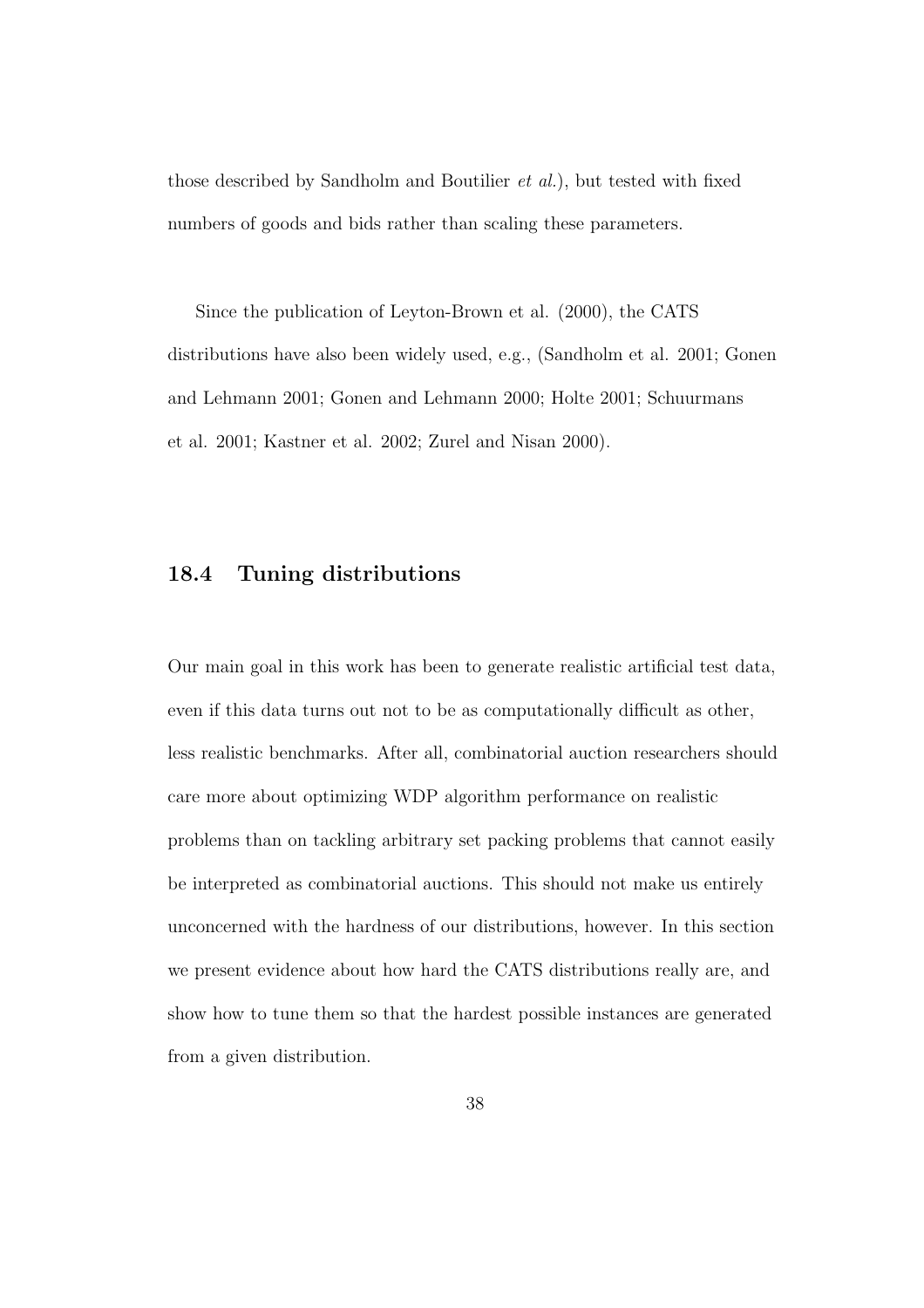those described by Sandholm and Boutilier *et al.*), but tested with fixed numbers of goods and bids rather than scaling these parameters.

Since the publication of Leyton-Brown et al. (2000), the CATS distributions have also been widely used, e.g., (Sandholm et al. 2001; Gonen and Lehmann 2001; Gonen and Lehmann 2000; Holte 2001; Schuurmans et al. 2001; Kastner et al. 2002; Zurel and Nisan 2000).

## 18.4 Tuning distributions

Our main goal in this work has been to generate realistic artificial test data, even if this data turns out not to be as computationally difficult as other, less realistic benchmarks. After all, combinatorial auction researchers should care more about optimizing WDP algorithm performance on realistic problems than on tackling arbitrary set packing problems that cannot easily be interpreted as combinatorial auctions. This should not make us entirely unconcerned with the hardness of our distributions, however. In this section we present evidence about how hard the CATS distributions really are, and show how to tune them so that the hardest possible instances are generated from a given distribution.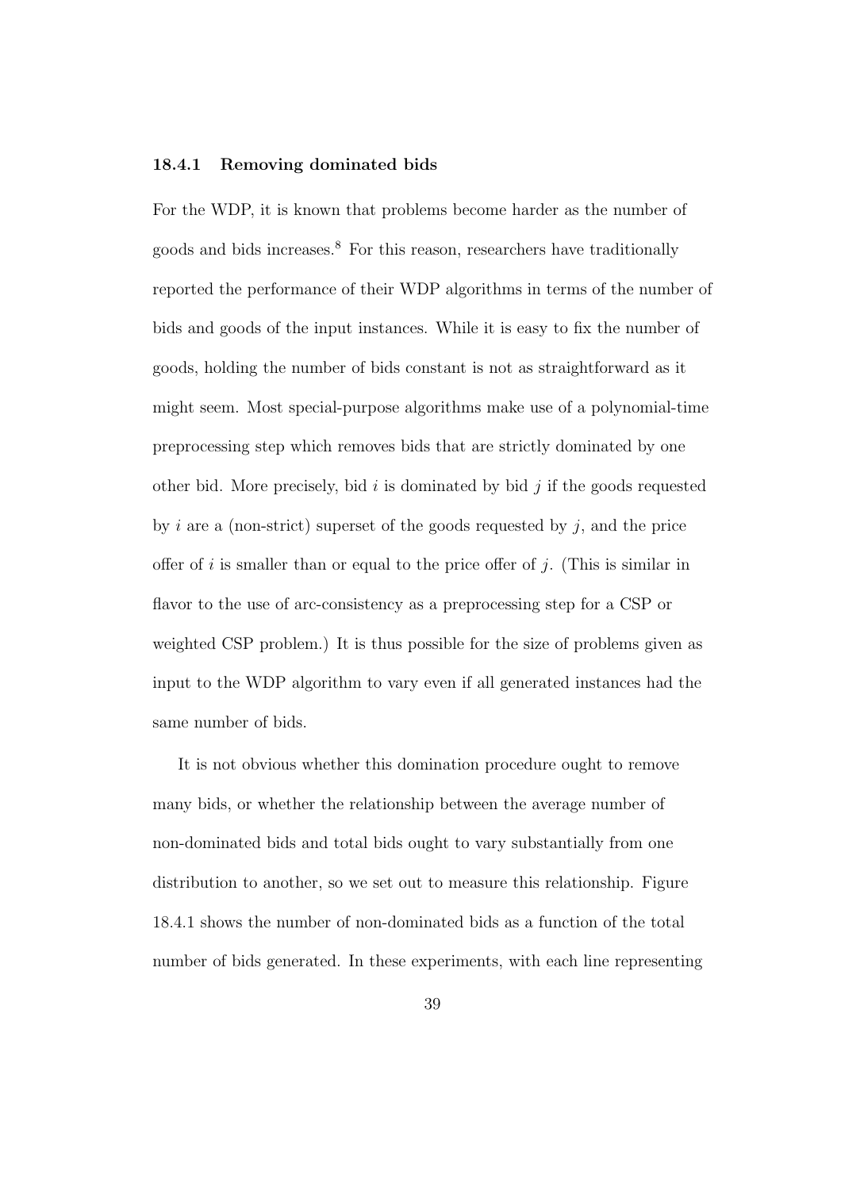### 18.4.1 Removing dominated bids

For the WDP, it is known that problems become harder as the number of goods and bids increases.[8] For this reason, researchers have traditionally reported the performance of their WDP algorithms in terms of the number of bids and goods of the input instances. While it is easy to fix the number of goods, holding the number of bids constant is not as straightforward as it might seem. Most special-purpose algorithms make use of a polynomial-time preprocessing step which removes bids that are strictly dominated by one other bid. More precisely, bid $i$ is dominated by bid $j$ if the goods requested by $i$ are a (non-strict) superset of the goods requested by $j$, and the price offer of $i$ is smaller than or equal to the price offer of $j$. (This is similar in flavor to the use of arc-consistency as a preprocessing step for a CSP or weighted CSP problem.) It is thus possible for the size of problems given as input to the WDP algorithm to vary even if all generated instances had the same number of bids.

It is not obvious whether this domination procedure ought to remove many bids, or whether the relationship between the average number of non-dominated bids and total bids ought to vary substantially from one distribution to another, so we set out to measure this relationship. Figure 18.4.1 shows the number of non-dominated bids as a function of the total number of bids generated. In these experiments, with each line representing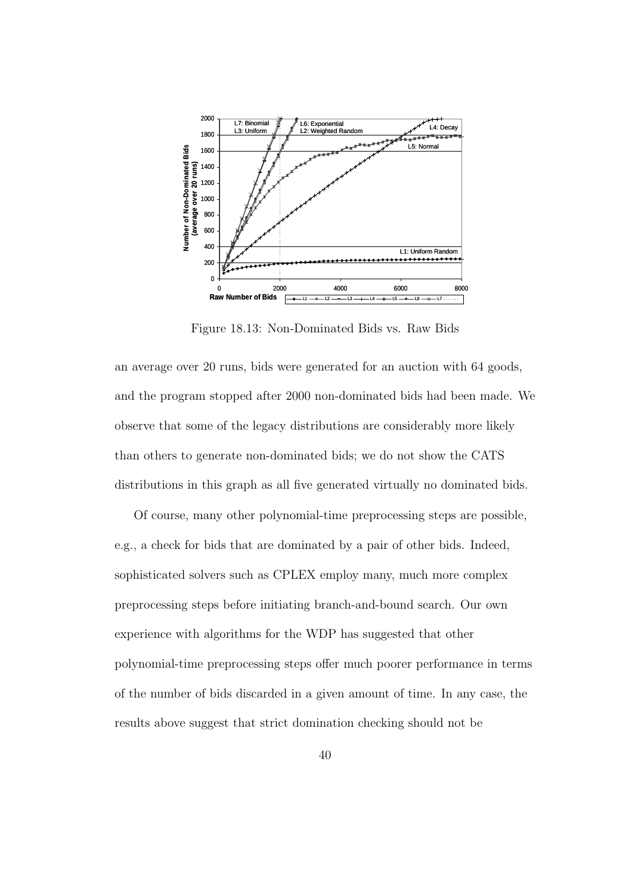2000
1800
1600
1400
1200
1000
800
600
400
200
0

Number of Non-Dominated Bids (average over 20 runs)

0
2000
4000
6000
8000

Raw Number of Bids

L7: Binomial
L3: Uniform
L6: Exponential
L2: Weighted Random
L4: Decay
L5: Normal
L1: Uniform Random

L1 L2 L3 L4 L5 L6 L7

Figure 18.13: Non-Dominated Bids vs. Raw Bids

an average over 20 runs, bids were generated for an auction with 64 goods, and the program stopped after 2000 non-dominated bids had been made. We observe that some of the legacy distributions are considerably more likely than others to generate non-dominated bids; we do not show the CATS distributions in this graph as all five generated virtually no dominated bids.

Of course, many other polynomial-time preprocessing steps are possible, e.g., a check for bids that are dominated by a pair of other bids. Indeed, sophisticated solvers such as CPLEX employ many, much more complex preprocessing steps before initiating branch-and-bound search. Our own experience with algorithms for the WDP has suggested that other polynomial-time preprocessing steps offer much poorer performance in terms of the number of bids discarded in a given amount of time. In any case, the results above suggest that strict domination checking should not be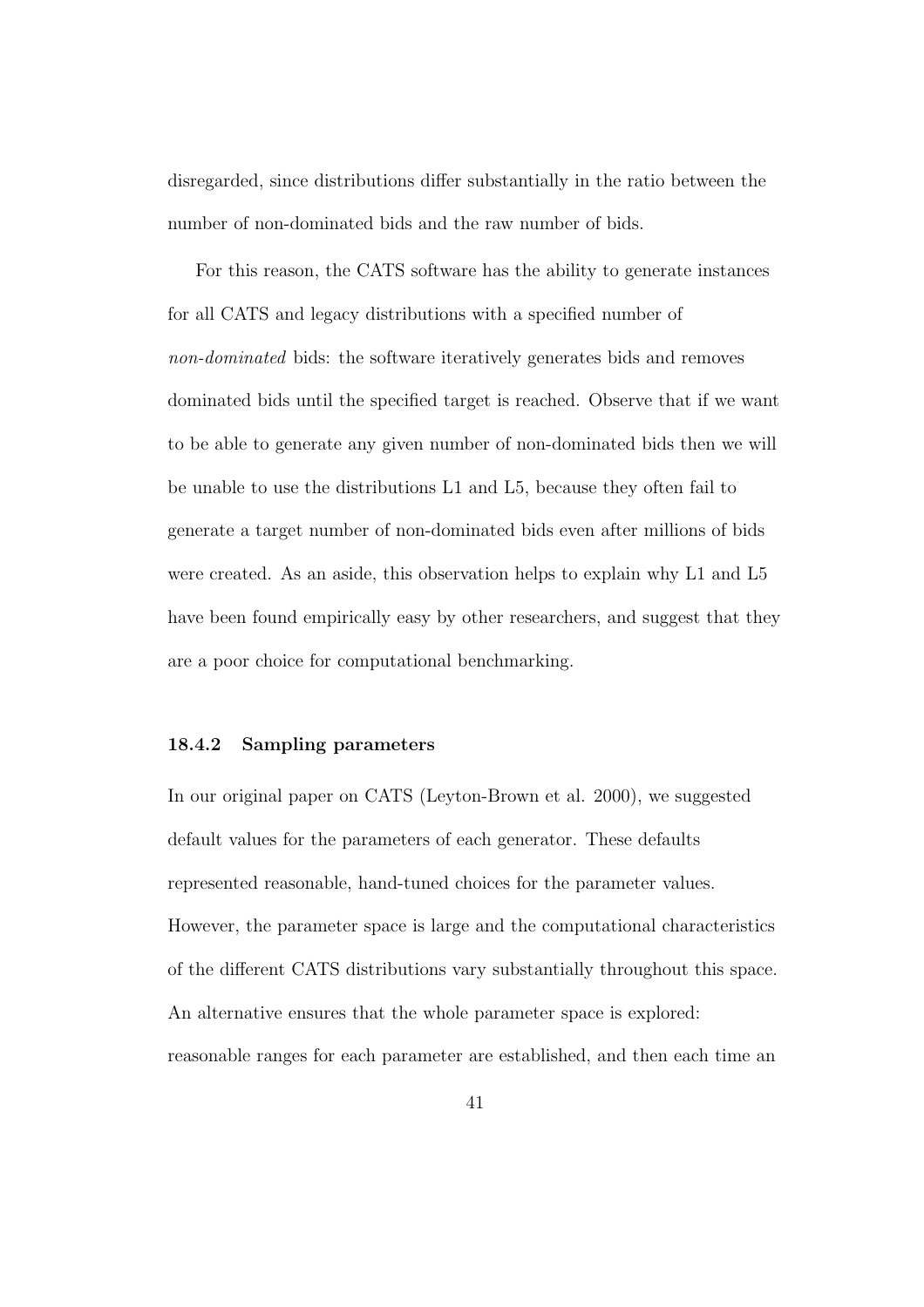disregarded, since distributions differ substantially in the ratio between the number of non-dominated bids and the raw number of bids.

For this reason, the CATS software has the ability to generate instances for all CATS and legacy distributions with a specified number of *non-dominated* bids: the software iteratively generates bids and removes dominated bids until the specified target is reached. Observe that if we want to be able to generate any given number of non-dominated bids then we will be unable to use the distributions L1 and L5, because they often fail to generate a target number of non-dominated bids even after millions of bids were created. As an aside, this observation helps to explain why L1 and L5 have been found empirically easy by other researchers, and suggest that they are a poor choice for computational benchmarking.

### 18.4.2 Sampling parameters

In our original paper on CATS (Leyton-Brown et al. 2000), we suggested default values for the parameters of each generator. These defaults represented reasonable, hand-tuned choices for the parameter values. However, the parameter space is large and the computational characteristics of the different CATS distributions vary substantially throughout this space. An alternative ensures that the whole parameter space is explored: reasonable ranges for each parameter are established, and then each time an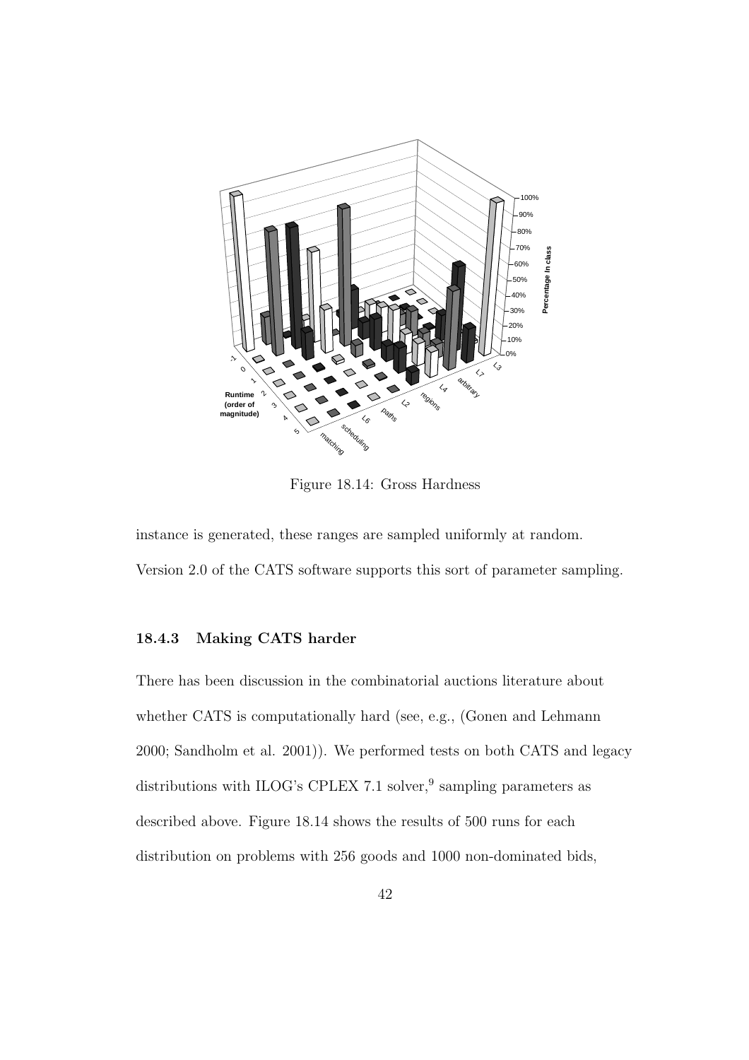100%
90%
80%
70%
60%
50%
40%
30%
20%
10%
0%

Percentage in class

Runtime (order of magnitude)

-1
0
1
2
3
4
5

matching
scheduling
L6
paths
L2
regions
L4
arbitrary
L7
L3

Figure 18.14: Gross Hardness

instance is generated, these ranges are sampled uniformly at random. Version 2.0 of the CATS software supports this sort of parameter sampling.

### 18.4.3 Making CATS harder

There has been discussion in the combinatorial auctions literature about whether CATS is computationally hard (see, e.g., (Gonen and Lehmann 2000; Sandholm et al. 2001)). We performed tests on both CATS and legacy distributions with ILOG's CPLEX 7.1 solver,[9] sampling parameters as described above. Figure 18.14 shows the results of 500 runs for each distribution on problems with 256 goods and 1000 non-dominated bids,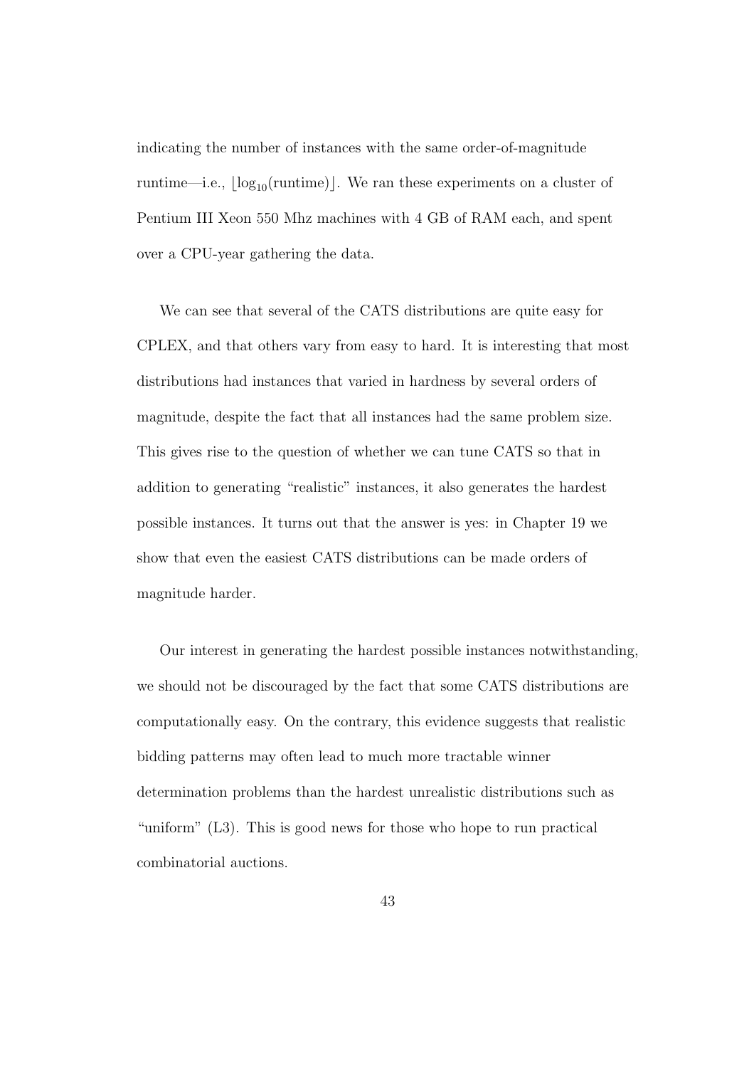indicating the number of instances with the same order-of-magnitude runtime—i.e., $\lfloor \log_{10}(\text{runtime}) \rfloor$. We ran these experiments on a cluster of Pentium III Xeon 550 Mhz machines with 4 GB of RAM each, and spent over a CPU-year gathering the data.

We can see that several of the CATS distributions are quite easy for CPLEX, and that others vary from easy to hard. It is interesting that most distributions had instances that varied in hardness by several orders of magnitude, despite the fact that all instances had the same problem size. This gives rise to the question of whether we can tune CATS so that in addition to generating "realistic" instances, it also generates the hardest possible instances. It turns out that the answer is yes: in Chapter 19 we show that even the easiest CATS distributions can be made orders of magnitude harder.

Our interest in generating the hardest possible instances notwithstanding, we should not be discouraged by the fact that some CATS distributions are computationally easy. On the contrary, this evidence suggests that realistic bidding patterns may often lead to much more tractable winner determination problems than the hardest unrealistic distributions such as "uniform" (L3). This is good news for those who hope to run practical combinatorial auctions.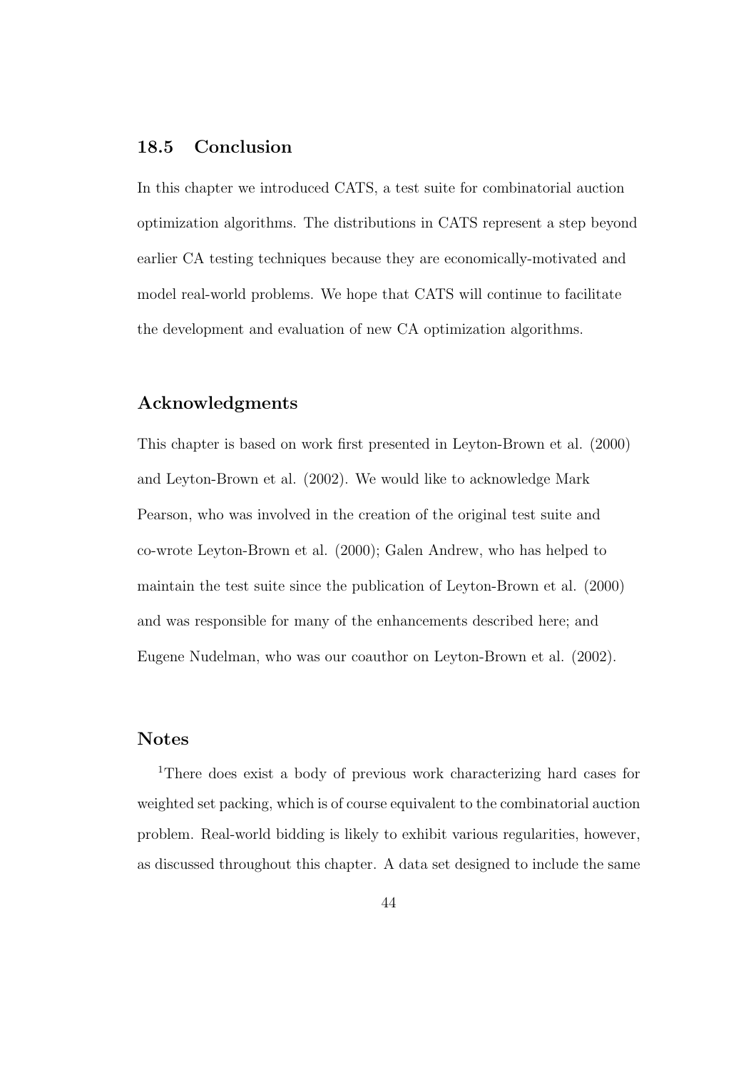## 18.5 Conclusion

In this chapter we introduced CATS, a test suite for combinatorial auction optimization algorithms. The distributions in CATS represent a step beyond earlier CA testing techniques because they are economically-motivated and model real-world problems. We hope that CATS will continue to facilitate the development and evaluation of new CA optimization algorithms.

## Acknowledgments

This chapter is based on work first presented in Leyton-Brown et al. (2000) and Leyton-Brown et al. (2002). We would like to acknowledge Mark Pearson, who was involved in the creation of the original test suite and co-wrote Leyton-Brown et al. (2000); Galen Andrew, who has helped to maintain the test suite since the publication of Leyton-Brown et al. (2000) and was responsible for many of the enhancements described here; and Eugene Nudelman, who was our coauthor on Leyton-Brown et al. (2002).

## Notes

[1]There does exist a body of previous work characterizing hard cases for weighted set packing, which is of course equivalent to the combinatorial auction problem. Real-world bidding is likely to exhibit various regularities, however, as discussed throughout this chapter. A data set designed to include the same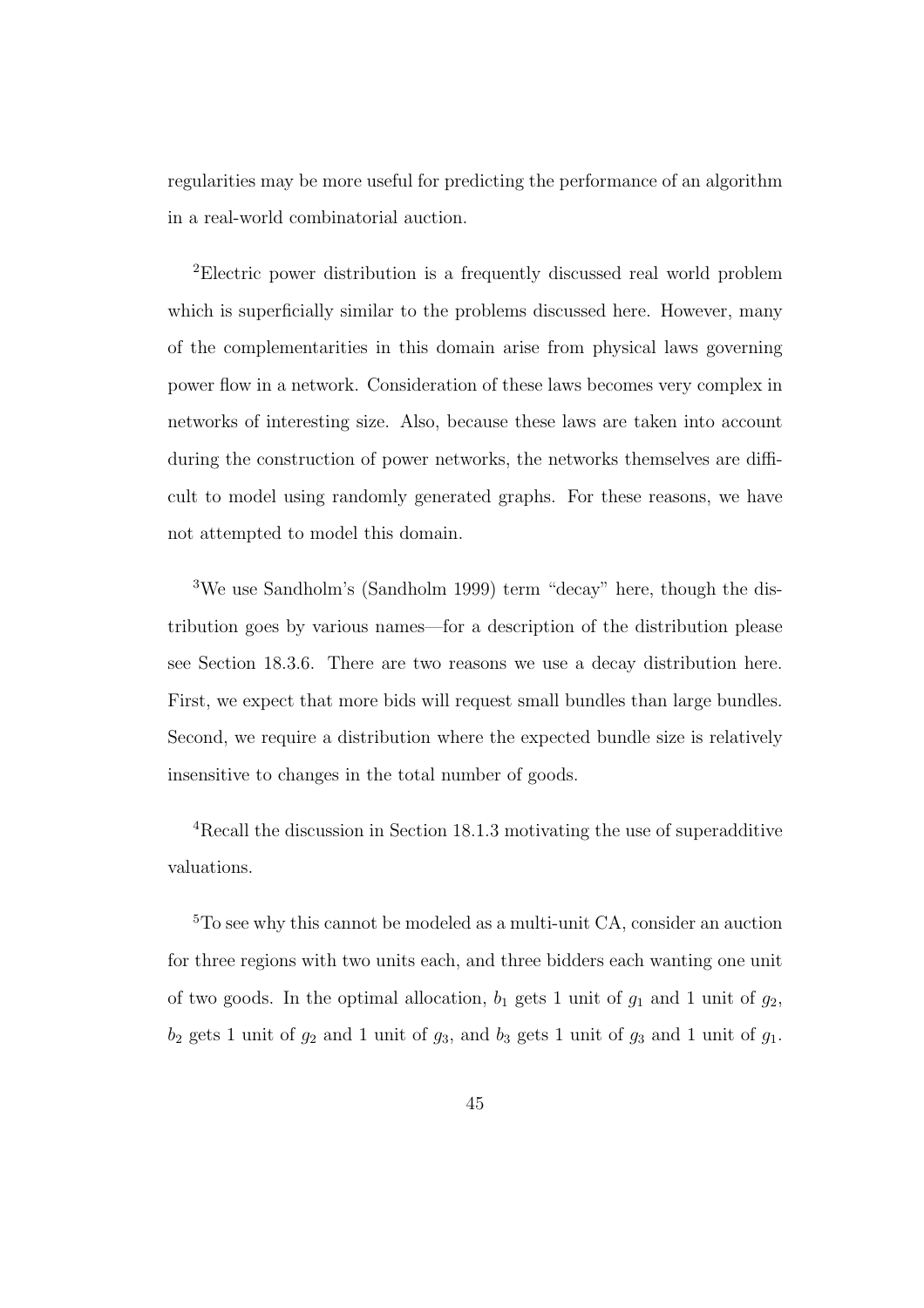regularities may be more useful for predicting the performance of an algorithm in a real-world combinatorial auction.

[2]Electric power distribution is a frequently discussed real world problem which is superficially similar to the problems discussed here. However, many of the complementarities in this domain arise from physical laws governing power flow in a network. Consideration of these laws becomes very complex in networks of interesting size. Also, because these laws are taken into account during the construction of power networks, the networks themselves are difficult to model using randomly generated graphs. For these reasons, we have not attempted to model this domain.

[3]We use Sandholm's (Sandholm 1999) term "decay" here, though the distribution goes by various names—for a description of the distribution please see Section 18.3.6. There are two reasons we use a decay distribution here. First, we expect that more bids will request small bundles than large bundles. Second, we require a distribution where the expected bundle size is relatively insensitive to changes in the total number of goods.

[4]Recall the discussion in Section 18.1.3 motivating the use of superadditive valuations.

[5]To see why this cannot be modeled as a multi-unit CA, consider an auction for three regions with two units each, and three bidders each wanting one unit of two goods. In the optimal allocation, $b_1$ gets 1 unit of $g_1$ and 1 unit of $g_2$, $b_2$ gets 1 unit of $g_2$ and 1 unit of $g_3$, and $b_3$ gets 1 unit of $g_3$ and 1 unit of $g_1$.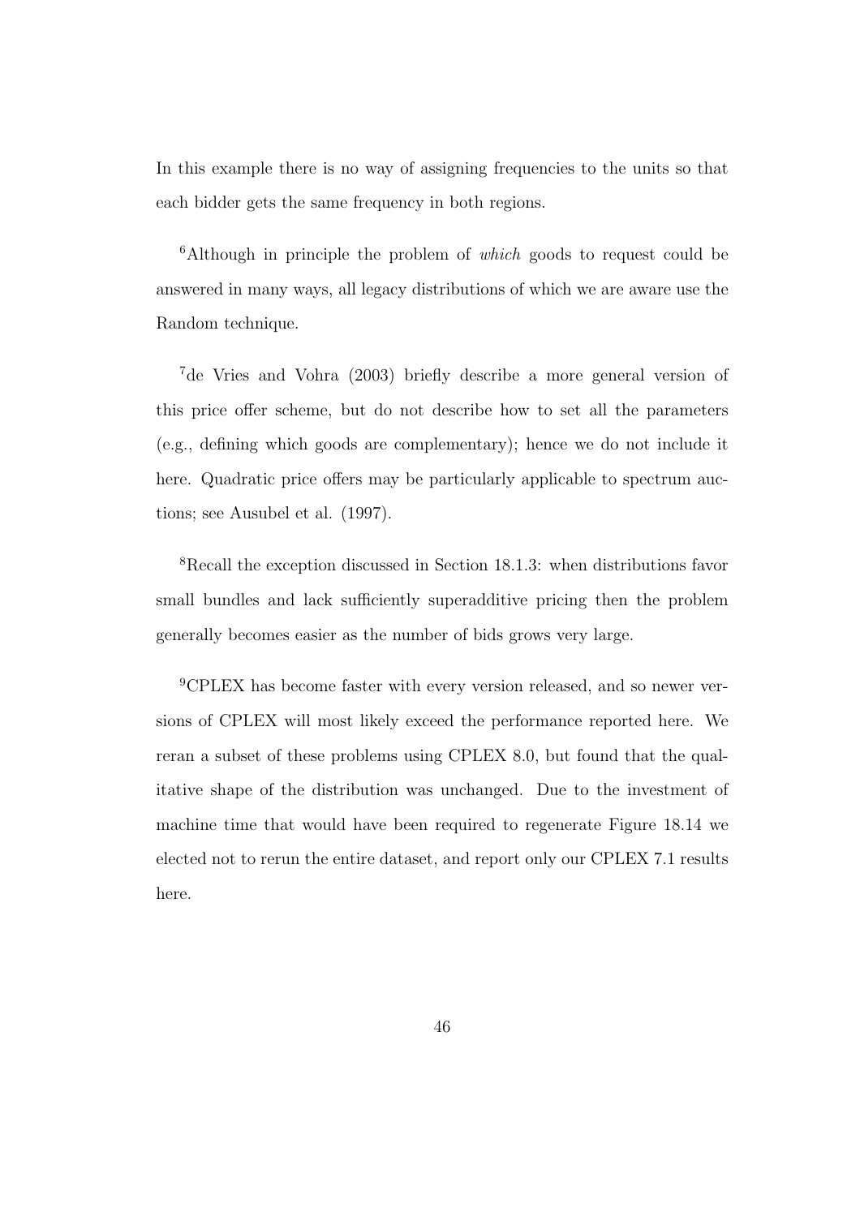In this example there is no way of assigning frequencies to the units so that each bidder gets the same frequency in both regions.

[6]Although in principle the problem of *which* goods to request could be answered in many ways, all legacy distributions of which we are aware use the Random technique.

[7]de Vries and Vohra (2003) briefly describe a more general version of this price offer scheme, but do not describe how to set all the parameters (e.g., defining which goods are complementary); hence we do not include it here. Quadratic price offers may be particularly applicable to spectrum auctions; see Ausubel et al. (1997).

[8]Recall the exception discussed in Section 18.1.3: when distributions favor small bundles and lack sufficiently superadditive pricing then the problem generally becomes easier as the number of bids grows very large.

[9]CPLEX has become faster with every version released, and so newer versions of CPLEX will most likely exceed the performance reported here. We reran a subset of these problems using CPLEX 8.0, but found that the qualitative shape of the distribution was unchanged. Due to the investment of machine time that would have been required to regenerate Figure 18.14 we elected not to rerun the entire dataset, and report only our CPLEX 7.1 results here.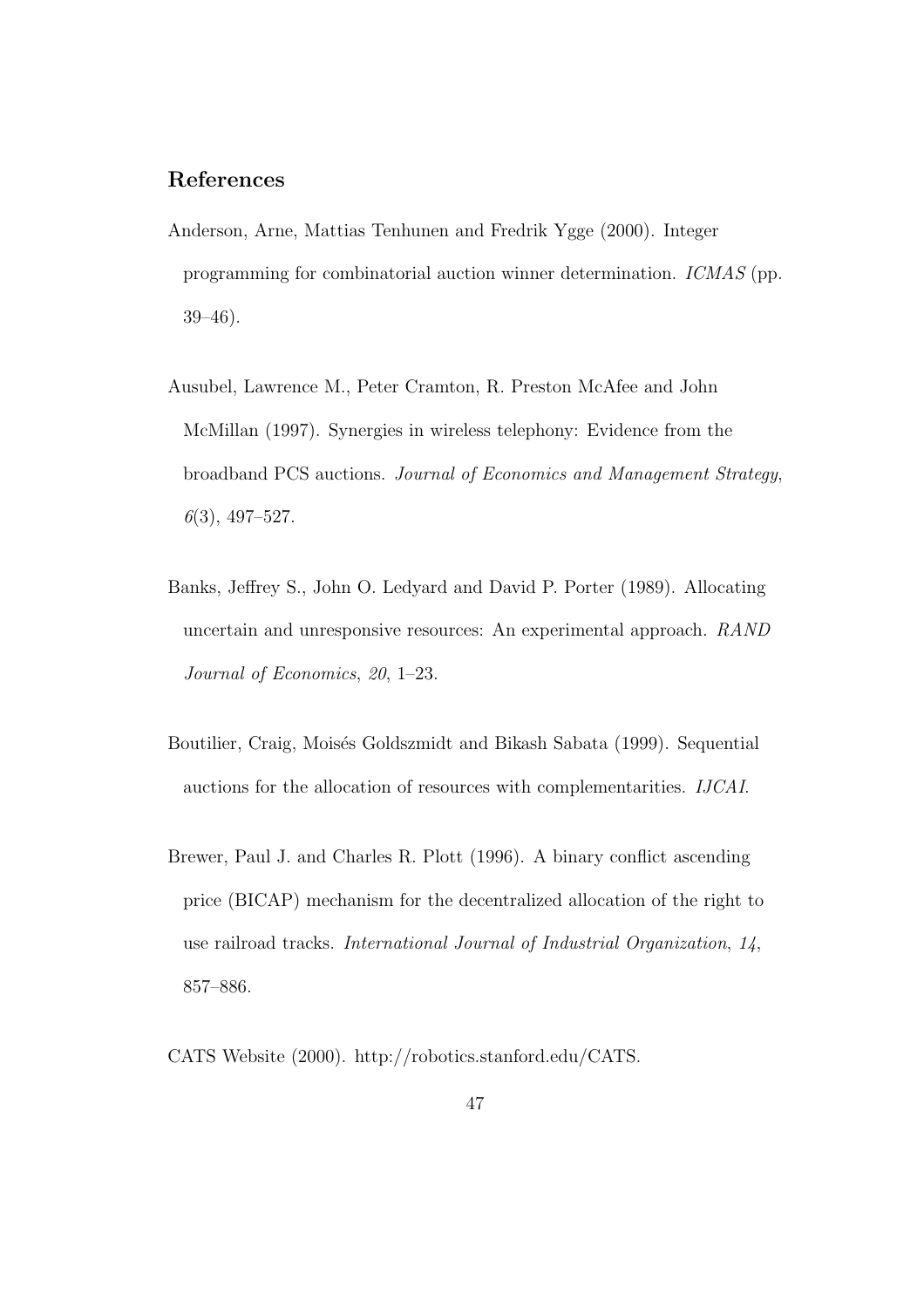## References

Anderson, Arne, Mattias Tenhunen and Fredrik Ygge (2000). Integer programming for combinatorial auction winner determination. *ICMAS* (pp. 39–46).

Ausubel, Lawrence M., Peter Cramton, R. Preston McAfee and John McMillan (1997). Synergies in wireless telephony: Evidence from the broadband PCS auctions. *Journal of Economics and Management Strategy*, *6*(3), 497–527.

Banks, Jeffrey S., John O. Ledyard and David P. Porter (1989). Allocating uncertain and unresponsive resources: An experimental approach. *RAND Journal of Economics*, *20*, 1–23.

Boutilier, Craig, Moisés Goldszmidt and Bikash Sabata (1999). Sequential auctions for the allocation of resources with complementarities. *IJCAI*.

Brewer, Paul J. and Charles R. Plott (1996). A binary conflict ascending price (BICAP) mechanism for the decentralized allocation of the right to use railroad tracks. *International Journal of Industrial Organization*, *14*, 857–886.

CATS Website (2000). http://robotics.stanford.edu/CATS.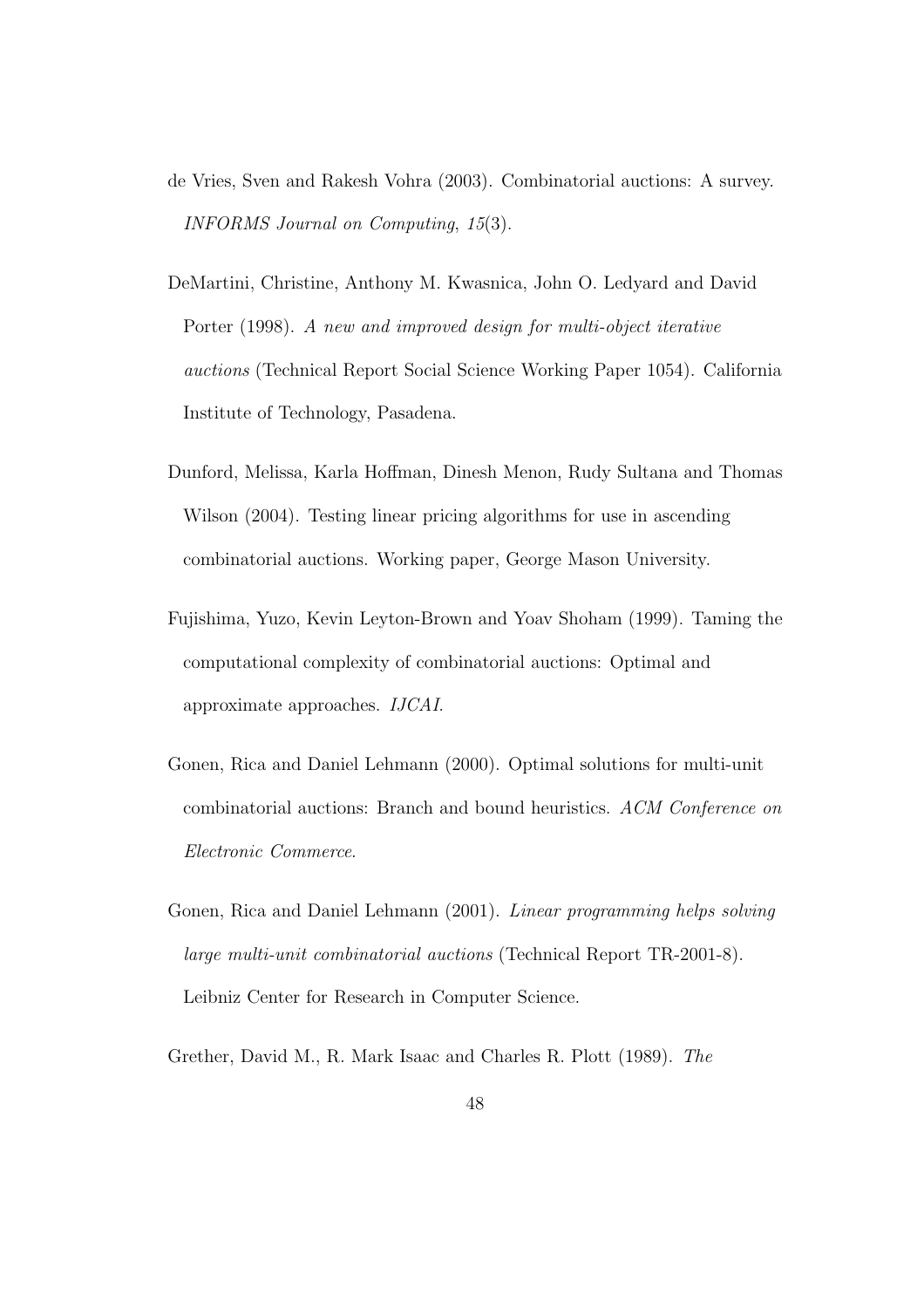de Vries, Sven and Rakesh Vohra (2003). Combinatorial auctions: A survey. *INFORMS Journal on Computing*, *15*(3).

DeMartini, Christine, Anthony M. Kwasnica, John O. Ledyard and David Porter (1998). *A new and improved design for multi-object iterative auctions* (Technical Report Social Science Working Paper 1054). California Institute of Technology, Pasadena.

Dunford, Melissa, Karla Hoffman, Dinesh Menon, Rudy Sultana and Thomas Wilson (2004). Testing linear pricing algorithms for use in ascending combinatorial auctions. Working paper, George Mason University.

Fujishima, Yuzo, Kevin Leyton-Brown and Yoav Shoham (1999). Taming the computational complexity of combinatorial auctions: Optimal and approximate approaches. *IJCAI*.

Gonen, Rica and Daniel Lehmann (2000). Optimal solutions for multi-unit combinatorial auctions: Branch and bound heuristics. *ACM Conference on Electronic Commerce*.

Gonen, Rica and Daniel Lehmann (2001). *Linear programming helps solving large multi-unit combinatorial auctions* (Technical Report TR-2001-8). Leibniz Center for Research in Computer Science.

Grether, David M., R. Mark Isaac and Charles R. Plott (1989). *The*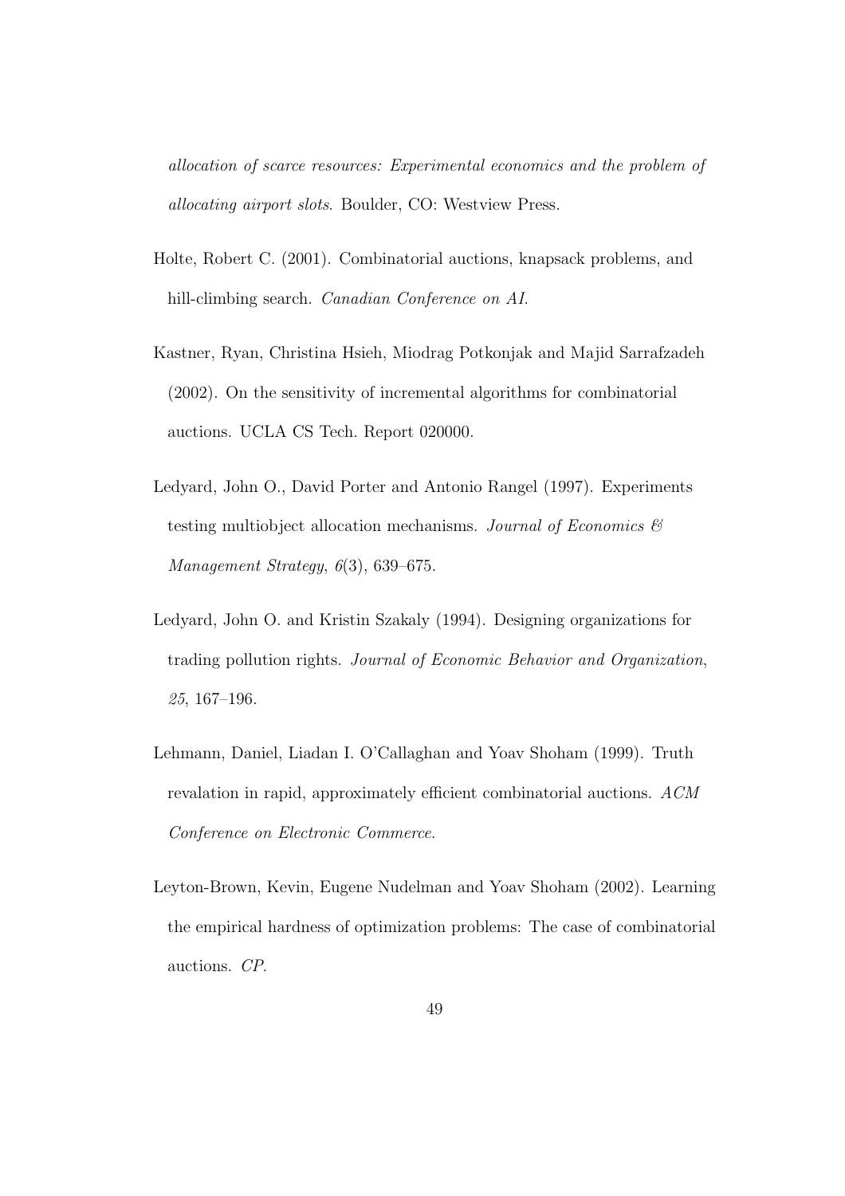*allocation of scarce resources: Experimental economics and the problem of allocating airport slots*. Boulder, CO: Westview Press.

Holte, Robert C. (2001). Combinatorial auctions, knapsack problems, and hill-climbing search. *Canadian Conference on AI*.

Kastner, Ryan, Christina Hsieh, Miodrag Potkonjak and Majid Sarrafzadeh (2002). On the sensitivity of incremental algorithms for combinatorial auctions. UCLA CS Tech. Report 020000.

Ledyard, John O., David Porter and Antonio Rangel (1997). Experiments testing multiobject allocation mechanisms. *Journal of Economics & Management Strategy*, *6*(3), 639–675.

Ledyard, John O. and Kristin Szakaly (1994). Designing organizations for trading pollution rights. *Journal of Economic Behavior and Organization*, *25*, 167–196.

Lehmann, Daniel, Liadan I. O'Callaghan and Yoav Shoham (1999). Truth revalation in rapid, approximately efficient combinatorial auctions. *ACM Conference on Electronic Commerce*.

Leyton-Brown, Kevin, Eugene Nudelman and Yoav Shoham (2002). Learning the empirical hardness of optimization problems: The case of combinatorial auctions. *CP*.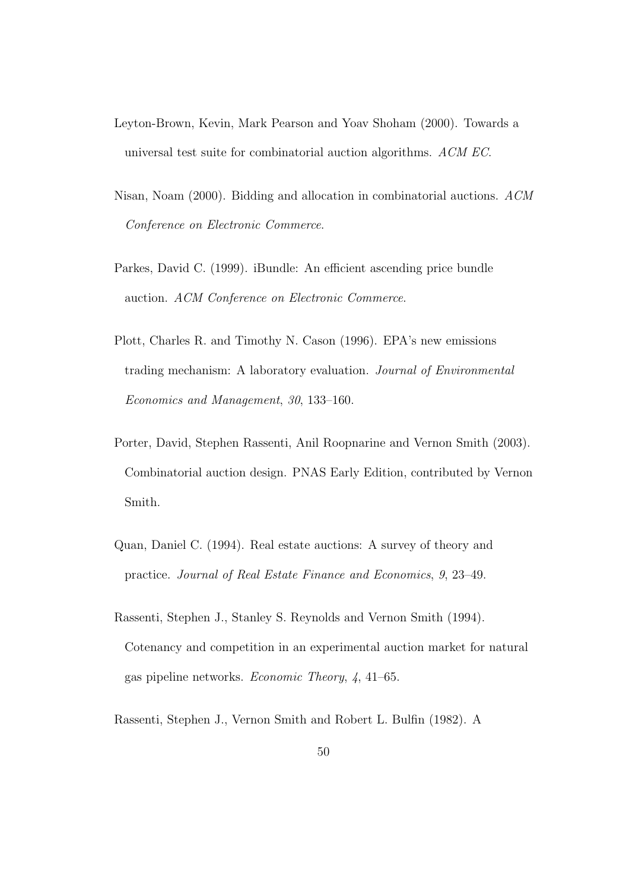Leyton-Brown, Kevin, Mark Pearson and Yoav Shoham (2000). Towards a universal test suite for combinatorial auction algorithms. *ACM EC*.

Nisan, Noam (2000). Bidding and allocation in combinatorial auctions. *ACM Conference on Electronic Commerce*.

Parkes, David C. (1999). iBundle: An efficient ascending price bundle auction. *ACM Conference on Electronic Commerce*.

Plott, Charles R. and Timothy N. Cason (1996). EPA's new emissions trading mechanism: A laboratory evaluation. *Journal of Environmental Economics and Management*, *30*, 133–160.

Porter, David, Stephen Rassenti, Anil Roopnarine and Vernon Smith (2003). Combinatorial auction design. PNAS Early Edition, contributed by Vernon Smith.

Quan, Daniel C. (1994). Real estate auctions: A survey of theory and practice. *Journal of Real Estate Finance and Economics*, *9*, 23–49.

Rassenti, Stephen J., Stanley S. Reynolds and Vernon Smith (1994). Cotenancy and competition in an experimental auction market for natural gas pipeline networks. *Economic Theory*, *4*, 41–65.

Rassenti, Stephen J., Vernon Smith and Robert L. Bulfin (1982). A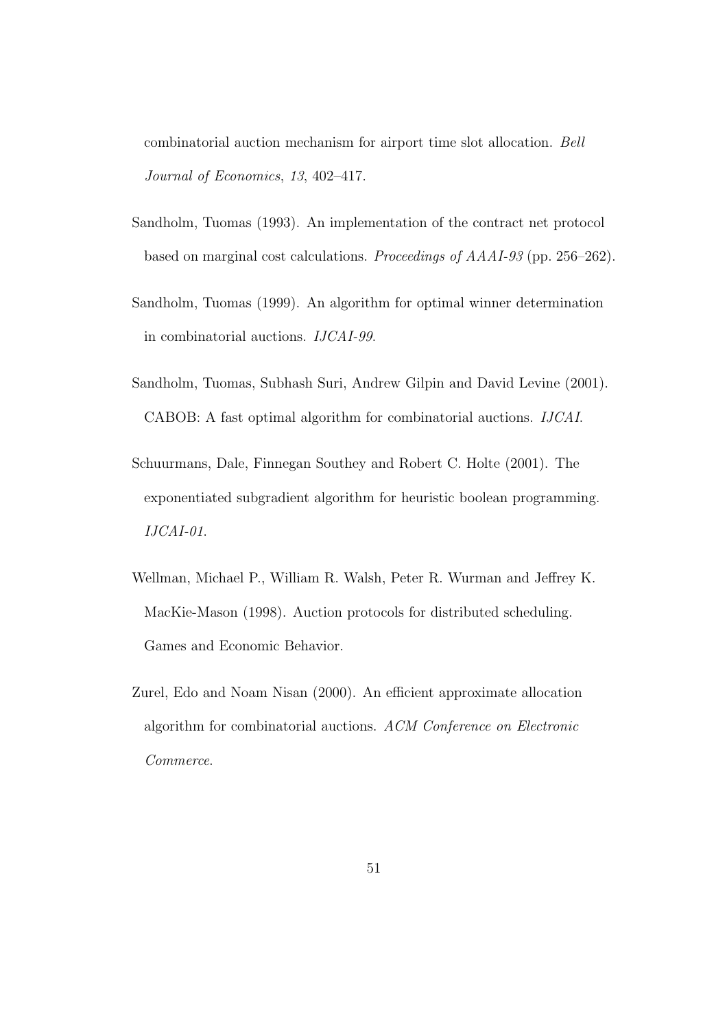combinatorial auction mechanism for airport time slot allocation. *Bell Journal of Economics*, *13*, 402–417.

Sandholm, Tuomas (1993). An implementation of the contract net protocol based on marginal cost calculations. *Proceedings of AAAI-93* (pp. 256–262).

Sandholm, Tuomas (1999). An algorithm for optimal winner determination in combinatorial auctions. *IJCAI-99*.

Sandholm, Tuomas, Subhash Suri, Andrew Gilpin and David Levine (2001). CABOB: A fast optimal algorithm for combinatorial auctions. *IJCAI*.

Schuurmans, Dale, Finnegan Southey and Robert C. Holte (2001). The exponentiated subgradient algorithm for heuristic boolean programming. *IJCAI-01*.

Wellman, Michael P., William R. Walsh, Peter R. Wurman and Jeffrey K. MacKie-Mason (1998). Auction protocols for distributed scheduling. Games and Economic Behavior.

Zurel, Edo and Noam Nisan (2000). An efficient approximate allocation algorithm for combinatorial auctions. *ACM Conference on Electronic Commerce*.